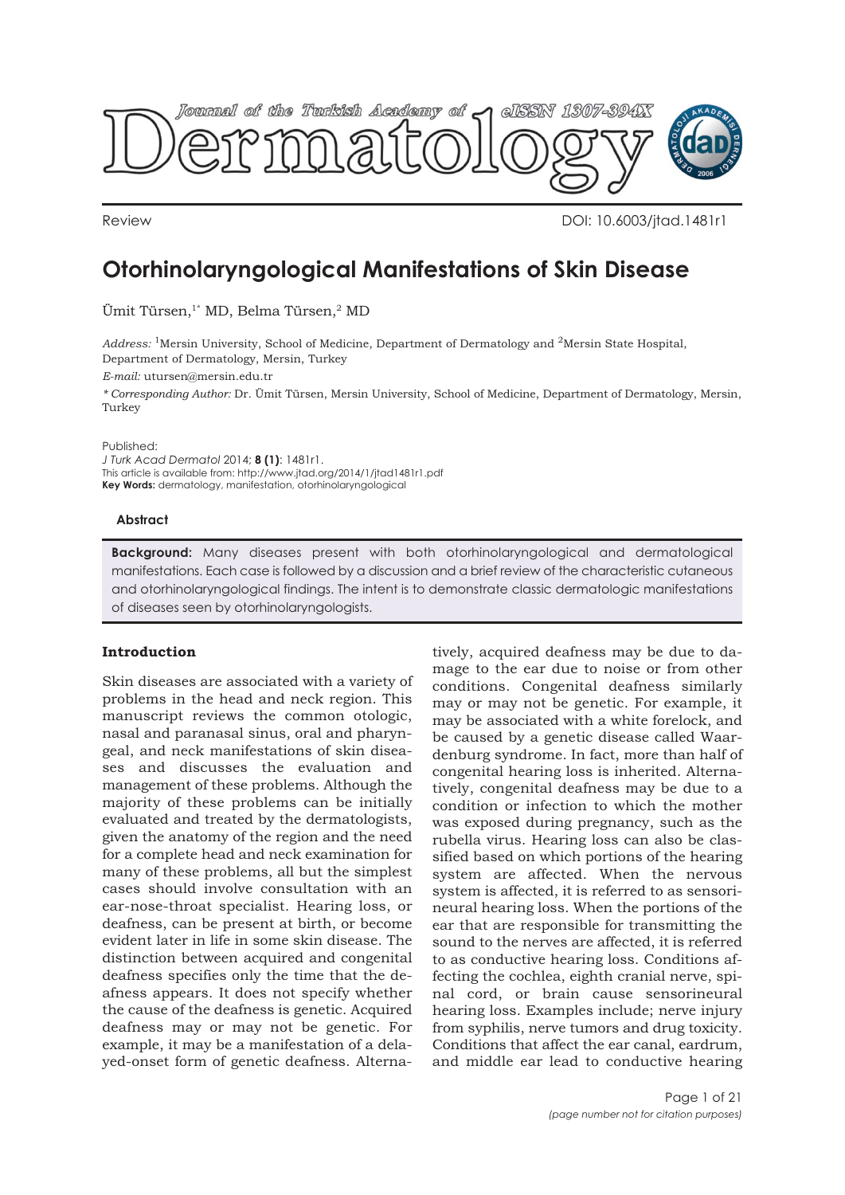Review

DOI: 10.6003/jtad.1481r1

# Otorhinolaryngological Manifestations of Skin Disease

Ümit Türsen,[1*] MD, Belma Türsen,[2] MD

*Address:* [1]Mersin University, School of Medicine, Department of Dermatology and [2]Mersin State Hospital, Department of Dermatology, Mersin, Turkey

*E-mail:* utursen@mersin.edu.tr

*\* Corresponding Author:* Dr. Ümit Türsen, Mersin University, School of Medicine, Department of Dermatology, Mersin, Turkey

Published:
*J Turk Acad Dermatol* 2014; **8 (1)**: 1481r1.
This article is available from: http://www.jtad.org/2014/1/jtad1481r1.pdf
**Key Words:** dermatology, manifestation, otorhinolaryngological

### Abstract

**Background:** Many diseases present with both otorhinolaryngological and dermatological manifestations. Each case is followed by a discussion and a brief review of the characteristic cutaneous and otorhinolaryngological findings. The intent is to demonstrate classic dermatologic manifestations of diseases seen by otorhinolaryngologists.

## Introduction

Skin diseases are associated with a variety of problems in the head and neck region. This manuscript reviews the common otologic, nasal and paranasal sinus, oral and pharyngeal, and neck manifestations of skin diseases and discusses the evaluation and management of these problems. Although the majority of these problems can be initially evaluated and treated by the dermatologists, given the anatomy of the region and the need for a complete head and neck examination for many of these problems, all but the simplest cases should involve consultation with an ear-nose-throat specialist. Hearing loss, or deafness, can be present at birth, or become evident later in life in some skin disease. The distinction between acquired and congenital deafness specifies only the time that the deafness appears. It does not specify whether the cause of the deafness is genetic. Acquired deafness may or may not be genetic. For example, it may be a manifestation of a delayed-onset form of genetic deafness. Alternatively, acquired deafness may be due to damage to the ear due to noise or from other conditions. Congenital deafness similarly may or may not be genetic. For example, it may be associated with a white forelock, and be caused by a genetic disease called Waardenburg syndrome. In fact, more than half of congenital hearing loss is inherited. Alternatively, congenital deafness may be due to a condition or infection to which the mother was exposed during pregnancy, such as the rubella virus. Hearing loss can also be classified based on which portions of the hearing system are affected. When the nervous system is affected, it is referred to as sensorineural hearing loss. When the portions of the ear that are responsible for transmitting the sound to the nerves are affected, it is referred to as conductive hearing loss. Conditions affecting the cochlea, eighth cranial nerve, spinal cord, or brain cause sensorineural hearing loss. Examples include; nerve injury from syphilis, nerve tumors and drug toxicity. Conditions that affect the ear canal, eardrum, and middle ear lead to conductive hearing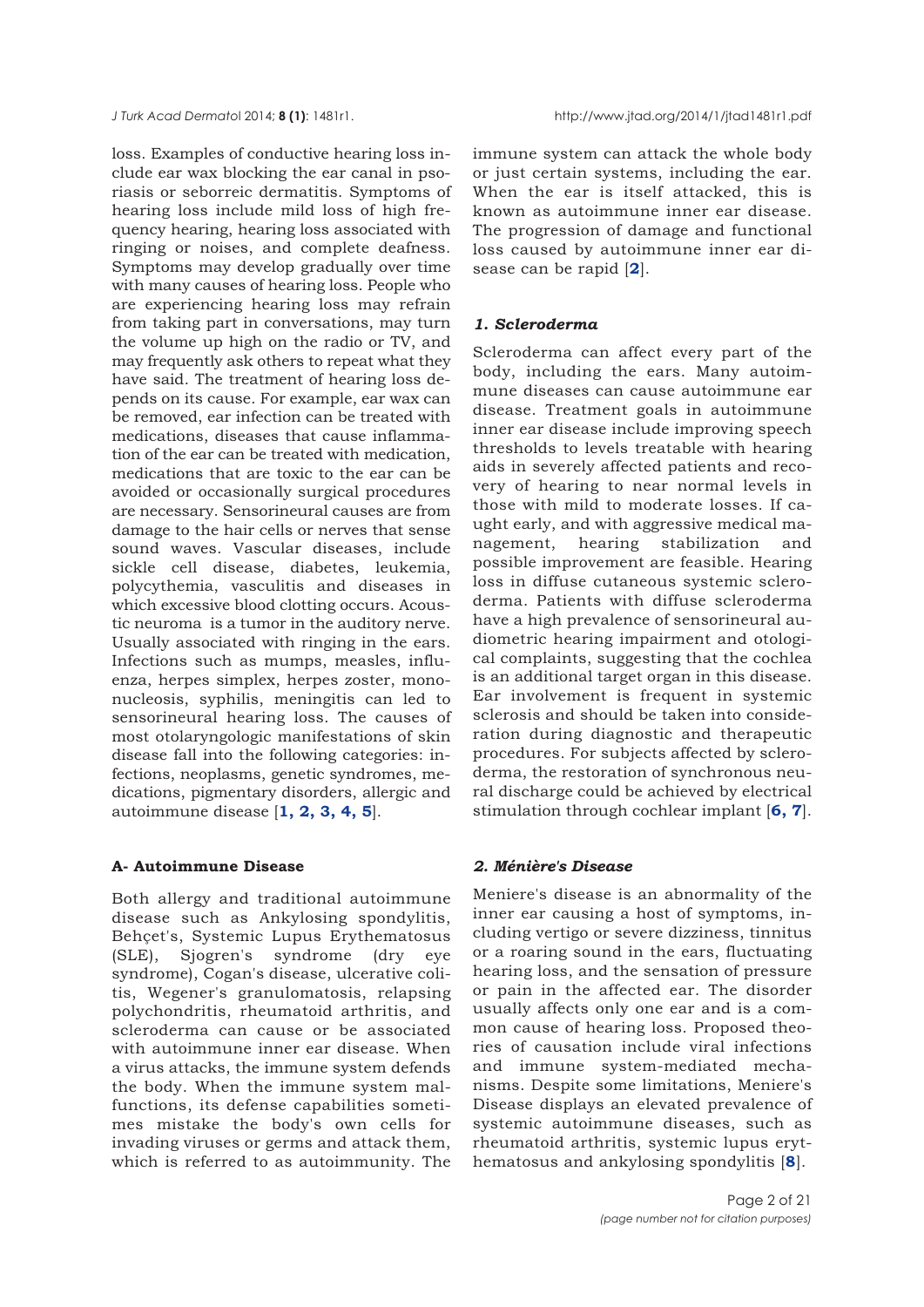loss. Examples of conductive hearing loss include ear wax blocking the ear canal in psoriasis or seborreic dermatitis. Symptoms of hearing loss include mild loss of high frequency hearing, hearing loss associated with ringing or noises, and complete deafness. Symptoms may develop gradually over time with many causes of hearing loss. People who are experiencing hearing loss may refrain from taking part in conversations, may turn the volume up high on the radio or TV, and may frequently ask others to repeat what they have said. The treatment of hearing loss depends on its cause. For example, ear wax can be removed, ear infection can be treated with medications, diseases that cause inflammation of the ear can be treated with medication, medications that are toxic to the ear can be avoided or occasionally surgical procedures are necessary. Sensorineural causes are from damage to the hair cells or nerves that sense sound waves. Vascular diseases, include sickle cell disease, diabetes, leukemia, polycythemia, vasculitis and diseases in which excessive blood clotting occurs. Acoustic neuroma is a tumor in the auditory nerve. Usually associated with ringing in the ears. Infections such as mumps, measles, influenza, herpes simplex, herpes zoster, mononucleosis, syphilis, meningitis can led to sensorineural hearing loss. The causes of most otolaryngologic manifestations of skin disease fall into the following categories: infections, neoplasms, genetic syndromes, medications, pigmentary disorders, allergic and autoimmune disease [**1, 2, 3, 4, 5**].

## A- Autoimmune Disease

Both allergy and traditional autoimmune disease such as Ankylosing spondylitis, Behçet's, Systemic Lupus Erythematosus (SLE), Sjogren's syndrome (dry eye syndrome), Cogan's disease, ulcerative colitis, Wegener's granulomatosis, relapsing polychondritis, rheumatoid arthritis, and scleroderma can cause or be associated with autoimmune inner ear disease. When a virus attacks, the immune system defends the body. When the immune system malfunctions, its defense capabilities sometimes mistake the body's own cells for invading viruses or germs and attack them, which is referred to as autoimmunity. The immune system can attack the whole body or just certain systems, including the ear. When the ear is itself attacked, this is known as autoimmune inner ear disease. The progression of damage and functional loss caused by autoimmune inner ear disease can be rapid [**2**].

### *1. Scleroderma*

Scleroderma can affect every part of the body, including the ears. Many autoimmune diseases can cause autoimmune ear disease. Treatment goals in autoimmune inner ear disease include improving speech thresholds to levels treatable with hearing aids in severely affected patients and recovery of hearing to near normal levels in those with mild to moderate losses. If caught early, and with aggressive medical management, hearing stabilization and possible improvement are feasible. Hearing loss in diffuse cutaneous systemic scleroderma. Patients with diffuse scleroderma have a high prevalence of sensorineural audiometric hearing impairment and otological complaints, suggesting that the cochlea is an additional target organ in this disease. Ear involvement is frequent in systemic sclerosis and should be taken into consideration during diagnostic and therapeutic procedures. For subjects affected by scleroderma, the restoration of synchronous neural discharge could be achieved by electrical stimulation through cochlear implant [**6, 7**].

### *2. Ménière's Disease*

Meniere's disease is an abnormality of the inner ear causing a host of symptoms, including vertigo or severe dizziness, tinnitus or a roaring sound in the ears, fluctuating hearing loss, and the sensation of pressure or pain in the affected ear. The disorder usually affects only one ear and is a common cause of hearing loss. Proposed theories of causation include viral infections and immune system-mediated mechanisms. Despite some limitations, Meniere's Disease displays an elevated prevalence of systemic autoimmune diseases, such as rheumatoid arthritis, systemic lupus erythematosus and ankylosing spondylitis [**8**].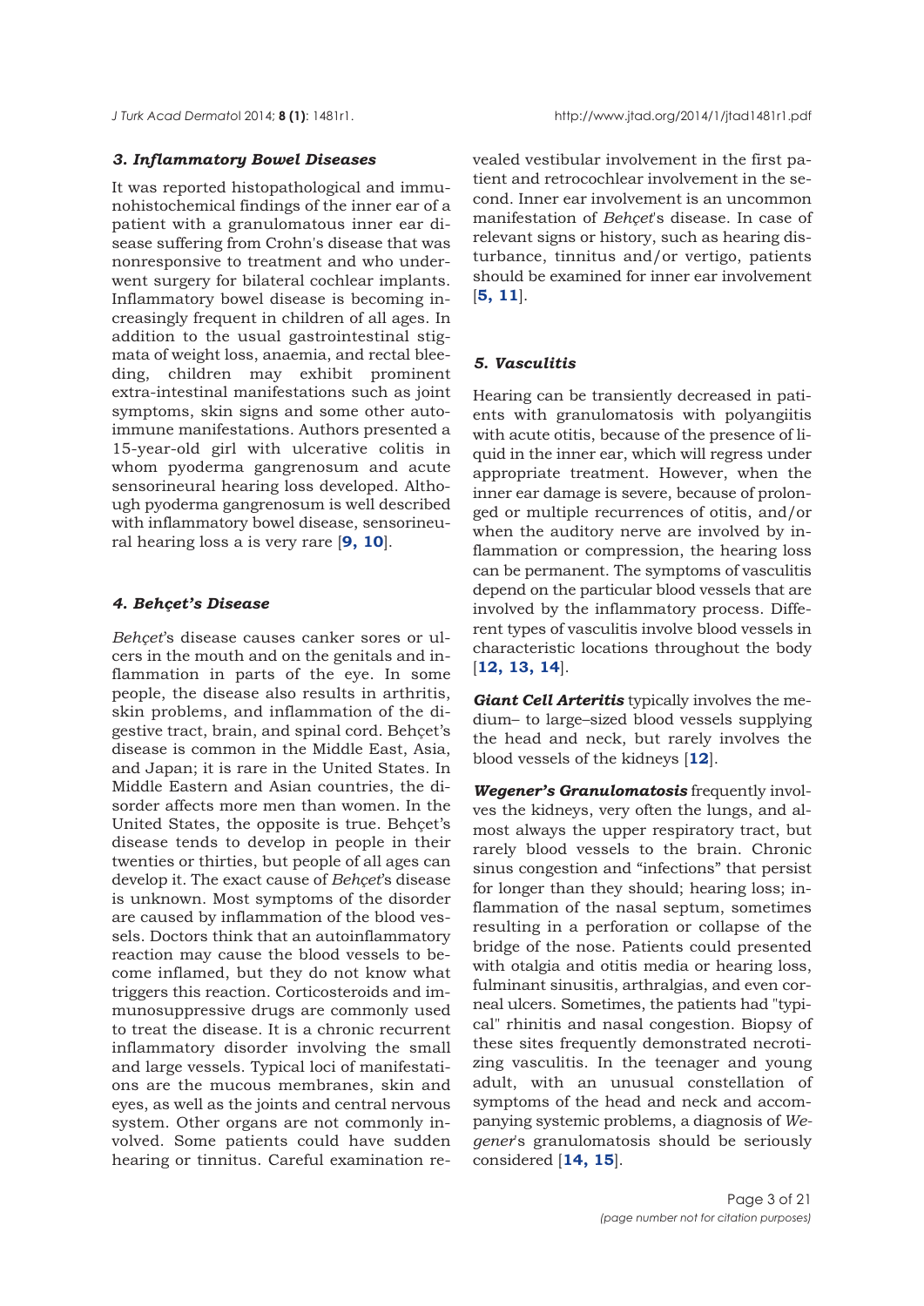### *3. Inflammatory Bowel Diseases*

It was reported histopathological and immunohistochemical findings of the inner ear of a patient with a granulomatous inner ear disease suffering from Crohn's disease that was nonresponsive to treatment and who underwent surgery for bilateral cochlear implants. Inflammatory bowel disease is becoming increasingly frequent in children of all ages. In addition to the usual gastrointestinal stigmata of weight loss, anaemia, and rectal bleeding, children may exhibit prominent extra-intestinal manifestations such as joint symptoms, skin signs and some other autoimmune manifestations. Authors presented a 15-year-old girl with ulcerative colitis in whom pyoderma gangrenosum and acute sensorineural hearing loss developed. Although pyoderma gangrenosum is well described with inflammatory bowel disease, sensorineural hearing loss a is very rare [**9, 10**].

### *4. Behçet's Disease*

*Behçet*'s disease causes canker sores or ulcers in the mouth and on the genitals and inflammation in parts of the eye. In some people, the disease also results in arthritis, skin problems, and inflammation of the digestive tract, brain, and spinal cord. Behçet's disease is common in the Middle East, Asia, and Japan; it is rare in the United States. In Middle Eastern and Asian countries, the disorder affects more men than women. In the United States, the opposite is true. Behçet's disease tends to develop in people in their twenties or thirties, but people of all ages can develop it. The exact cause of *Behçet*'s disease is unknown. Most symptoms of the disorder are caused by inflammation of the blood vessels. Doctors think that an autoinflammatory reaction may cause the blood vessels to become inflamed, but they do not know what triggers this reaction. Corticosteroids and immunosuppressive drugs are commonly used to treat the disease. It is a chronic recurrent inflammatory disorder involving the small and large vessels. Typical loci of manifestations are the mucous membranes, skin and eyes, as well as the joints and central nervous system. Other organs are not commonly involved. Some patients could have sudden hearing or tinnitus. Careful examination revealed vestibular involvement in the first patient and retrocochlear involvement in the second. Inner ear involvement is an uncommon manifestation of *Behçet*'s disease. In case of relevant signs or history, such as hearing disturbance, tinnitus and/or vertigo, patients should be examined for inner ear involvement [**5, 11**].

### *5. Vasculitis*

Hearing can be transiently decreased in patients with granulomatosis with polyangiitis with acute otitis, because of the presence of liquid in the inner ear, which will regress under appropriate treatment. However, when the inner ear damage is severe, because of prolonged or multiple recurrences of otitis, and/or when the auditory nerve are involved by inflammation or compression, the hearing loss can be permanent. The symptoms of vasculitis depend on the particular blood vessels that are involved by the inflammatory process. Different types of vasculitis involve blood vessels in characteristic locations throughout the body [**12, 13, 14**].

***Giant Cell Arteritis*** typically involves the medium– to large–sized blood vessels supplying the head and neck, but rarely involves the blood vessels of the kidneys [**12**].

***Wegener's Granulomatosis*** frequently involves the kidneys, very often the lungs, and almost always the upper respiratory tract, but rarely blood vessels to the brain. Chronic sinus congestion and "infections" that persist for longer than they should; hearing loss; inflammation of the nasal septum, sometimes resulting in a perforation or collapse of the bridge of the nose. Patients could presented with otalgia and otitis media or hearing loss, fulminant sinusitis, arthralgias, and even corneal ulcers. Sometimes, the patients had "typical" rhinitis and nasal congestion. Biopsy of these sites frequently demonstrated necrotizing vasculitis. In the teenager and young adult, with an unusual constellation of symptoms of the head and neck and accompanying systemic problems, a diagnosis of *Wegener*'s granulomatosis should be seriously considered [**14, 15**].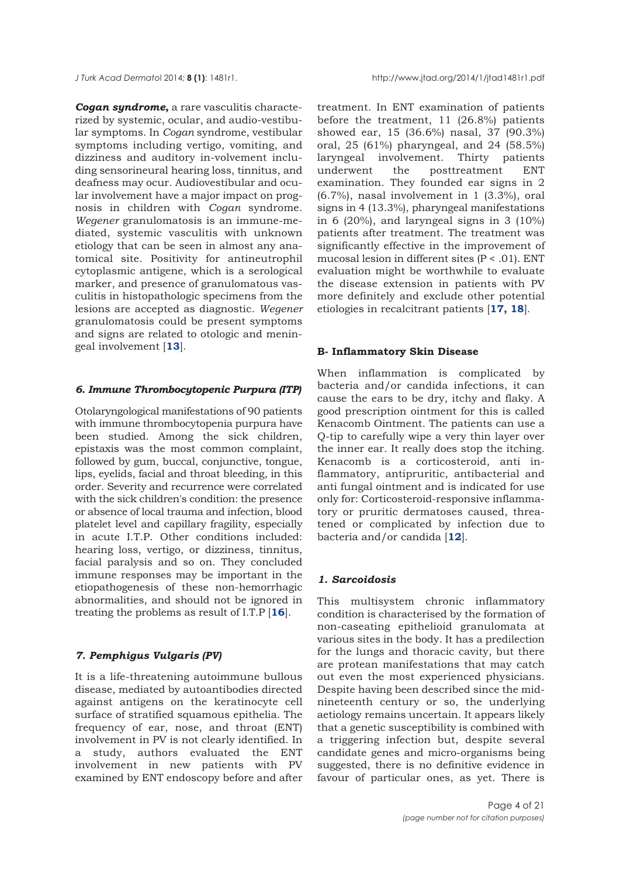***Cogan syndrome*,** a rare vasculitis characterized by systemic, ocular, and audio-vestibular symptoms. In *Cogan* syndrome, vestibular symptoms including vertigo, vomiting, and dizziness and auditory in-volvement including sensorineural hearing loss, tinnitus, and deafness may ocur. Audiovestibular and ocular involvement have a major impact on prognosis in children with *Cogan* syndrome. *Wegener* granulomatosis is an immune-mediated, systemic vasculitis with unknown etiology that can be seen in almost any anatomical site. Positivity for antineutrophil cytoplasmic antigene, which is a serological marker, and presence of granulomatous vasculitis in histopathologic specimens from the lesions are accepted as diagnostic. *Wegener* granulomatosis could be present symptoms and signs are related to otologic and meningeal involvement [**13**].

### *6. Immune Thrombocytopenic Purpura (ITP)*

Otolaryngological manifestations of 90 patients with immune thrombocytopenia purpura have been studied. Among the sick children, epistaxis was the most common complaint, followed by gum, buccal, conjunctive, tongue, lips, eyelids, facial and throat bleeding, in this order. Severity and recurrence were correlated with the sick children's condition: the presence or absence of local trauma and infection, blood platelet level and capillary fragility, especially in acute I.T.P. Other conditions included: hearing loss, vertigo, or dizziness, tinnitus, facial paralysis and so on. They concluded immune responses may be important in the etiopathogenesis of these non-hemorrhagic abnormalities, and should not be ignored in treating the problems as result of I.T.P [**16**].

### *7. Pemphigus Vulgaris (PV)*

It is a life-threatening autoimmune bullous disease, mediated by autoantibodies directed against antigens on the keratinocyte cell surface of stratified squamous epithelia. The frequency of ear, nose, and throat (ENT) involvement in PV is not clearly identified. In a study, authors evaluated the ENT involvement in new patients with PV examined by ENT endoscopy before and after treatment. In ENT examination of patients before the treatment, 11 (26.8%) patients showed ear, 15 (36.6%) nasal, 37 (90.3%) oral, 25 (61%) pharyngeal, and 24 (58.5%) laryngeal involvement. Thirty patients underwent the posttreatment ENT examination. They founded ear signs in 2 (6.7%), nasal involvement in 1 (3.3%), oral signs in 4 (13.3%), pharyngeal manifestations in 6 (20%), and laryngeal signs in 3 (10%) patients after treatment. The treatment was significantly effective in the improvement of mucosal lesion in different sites ($P < .01$). ENT evaluation might be worthwhile to evaluate the disease extension in patients with PV more definitely and exclude other potential etiologies in recalcitrant patients [**17, 18**].

## B- Inflammatory Skin Disease

When inflammation is complicated by bacteria and/or candida infections, it can cause the ears to be dry, itchy and flaky. A good prescription ointment for this is called Kenacomb Ointment. The patients can use a Q-tip to carefully wipe a very thin layer over the inner ear. It really does stop the itching. Kenacomb is a corticosteroid, anti inflammatory, antipruritic, antibacterial and anti fungal ointment and is indicated for use only for: Corticosteroid-responsive inflammatory or pruritic dermatoses caused, threatened or complicated by infection due to bacteria and/or candida [**12**].

### *1. Sarcoidosis*

This multisystem chronic inflammatory condition is characterised by the formation of non-caseating epithelioid granulomata at various sites in the body. It has a predilection for the lungs and thoracic cavity, but there are protean manifestations that may catch out even the most experienced physicians. Despite having been described since the mid-nineteenth century or so, the underlying aetiology remains uncertain. It appears likely that a genetic susceptibility is combined with a triggering infection but, despite several candidate genes and micro-organisms being suggested, there is no definitive evidence in favour of particular ones, as yet. There is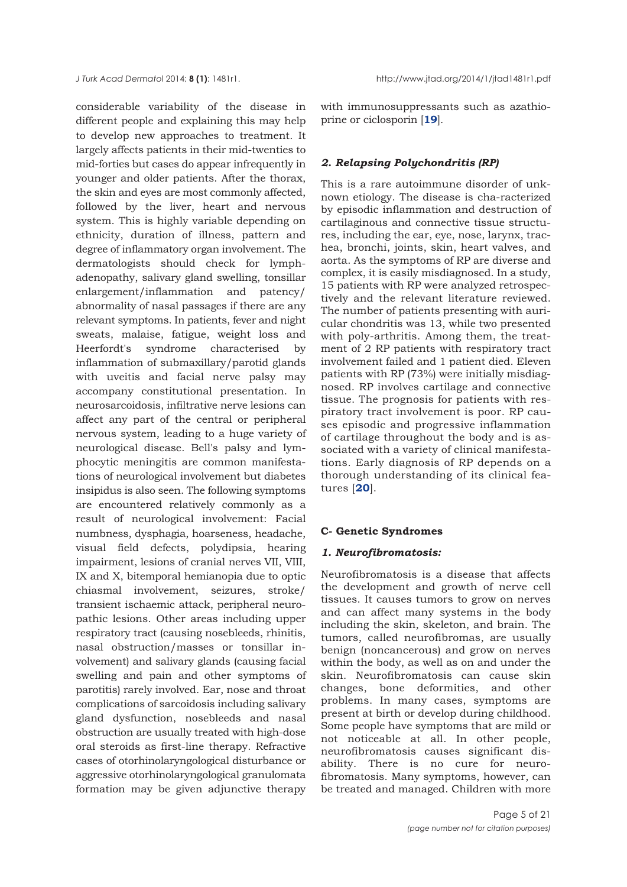considerable variability of the disease in different people and explaining this may help to develop new approaches to treatment. It largely affects patients in their mid-twenties to mid-forties but cases do appear infrequently in younger and older patients. After the thorax, the skin and eyes are most commonly affected, followed by the liver, heart and nervous system. This is highly variable depending on ethnicity, duration of illness, pattern and degree of inflammatory organ involvement. The dermatologists should check for lymphadenopathy, salivary gland swelling, tonsillar enlargement/inflammation and patency/abnormality of nasal passages if there are any relevant symptoms. In patients, fever and night sweats, malaise, fatigue, weight loss and Heerfordt's syndrome characterised by inflammation of submaxillary/parotid glands with uveitis and facial nerve palsy may accompany constitutional presentation. In neurosarcoidosis, infiltrative nerve lesions can affect any part of the central or peripheral nervous system, leading to a huge variety of neurological disease. Bell's palsy and lymphocytic meningitis are common manifestations of neurological involvement but diabetes insipidus is also seen. The following symptoms are encountered relatively commonly as a result of neurological involvement: Facial numbness, dysphagia, hoarseness, headache, visual field defects, polydipsia, hearing impairment, lesions of cranial nerves VII, VIII, IX and X, bitemporal hemianopia due to optic chiasmal involvement, seizures, stroke/transient ischaemic attack, peripheral neuropathic lesions. Other areas including upper respiratory tract (causing nosebleeds, rhinitis, nasal obstruction/masses or tonsillar involvement) and salivary glands (causing facial swelling and pain and other symptoms of parotitis) rarely involved. Ear, nose and throat complications of sarcoidosis including salivary gland dysfunction, nosebleeds and nasal obstruction are usually treated with high-dose oral steroids as first-line therapy. Refractive cases of otorhinolaryngological disturbance or aggressive otorhinolaryngological granulomata formation may be given adjunctive therapy with immunosuppressants such as azathioprine or ciclosporin [19].

### *2. Relapsing Polychondritis (RP)*

This is a rare autoimmune disorder of unknown etiology. The disease is characterized by episodic inflammation and destruction of cartilaginous and connective tissue structures, including the ear, eye, nose, larynx, trachea, bronchi, joints, skin, heart valves, and aorta. As the symptoms of RP are diverse and complex, it is easily misdiagnosed. In a study, 15 patients with RP were analyzed retrospectively and the relevant literature reviewed. The number of patients presenting with auricular chondritis was 13, while two presented with poly-arthritis. Among them, the treatment of 2 RP patients with respiratory tract involvement failed and 1 patient died. Eleven patients with RP (73%) were initially misdiagnosed. RP involves cartilage and connective tissue. The prognosis for patients with respiratory tract involvement is poor. RP causes episodic and progressive inflammation of cartilage throughout the body and is associated with a variety of clinical manifestations. Early diagnosis of RP depends on a thorough understanding of its clinical features [20].

## C- Genetic Syndromes

### *1. Neurofibromatosis:*

Neurofibromatosis is a disease that affects the development and growth of nerve cell tissues. It causes tumors to grow on nerves and can affect many systems in the body including the skin, skeleton, and brain. The tumors, called neurofibromas, are usually benign (noncancerous) and grow on nerves within the body, as well as on and under the skin. Neurofibromatosis can cause skin changes, bone deformities, and other problems. In many cases, symptoms are present at birth or develop during childhood. Some people have symptoms that are mild or not noticeable at all. In other people, neurofibromatosis causes significant disability. There is no cure for neurofibromatosis. Many symptoms, however, can be treated and managed. Children with more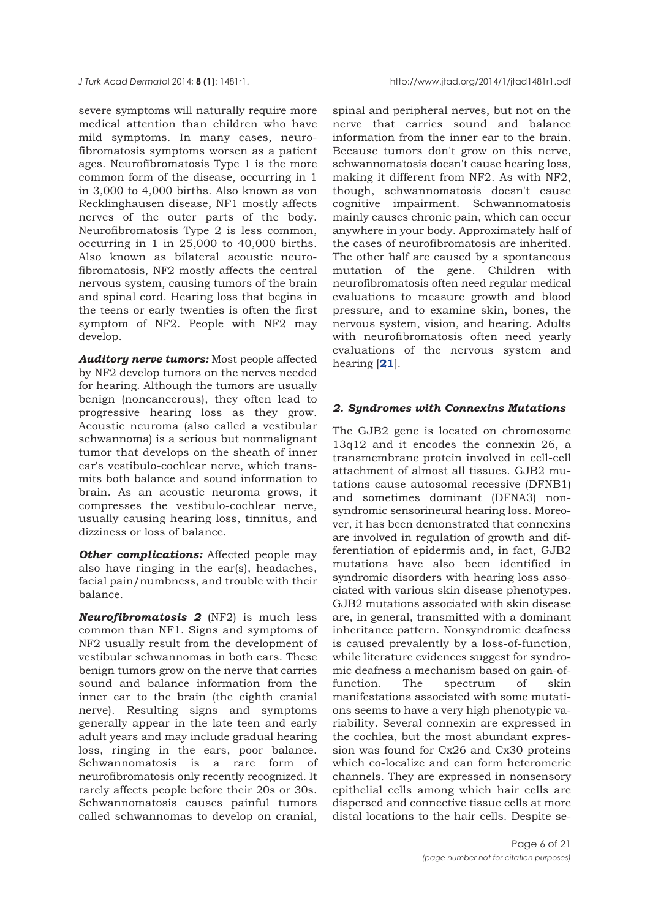severe symptoms will naturally require more medical attention than children who have mild symptoms. In many cases, neurofibromatosis symptoms worsen as a patient ages. Neurofibromatosis Type 1 is the more common form of the disease, occurring in 1 in 3,000 to 4,000 births. Also known as von Recklinghausen disease, NF1 mostly affects nerves of the outer parts of the body. Neurofibromatosis Type 2 is less common, occurring in 1 in 25,000 to 40,000 births. Also known as bilateral acoustic neurofibromatosis, NF2 mostly affects the central nervous system, causing tumors of the brain and spinal cord. Hearing loss that begins in the teens or early twenties is often the first symptom of NF2. People with NF2 may develop.

***Auditory nerve tumors:*** Most people affected by NF2 develop tumors on the nerves needed for hearing. Although the tumors are usually benign (noncancerous), they often lead to progressive hearing loss as they grow. Acoustic neuroma (also called a vestibular schwannoma) is a serious but nonmalignant tumor that develops on the sheath of inner ear's vestibulo-cochlear nerve, which transmits both balance and sound information to brain. As an acoustic neuroma grows, it compresses the vestibulo-cochlear nerve, usually causing hearing loss, tinnitus, and dizziness or loss of balance.

***Other complications:*** Affected people may also have ringing in the ear(s), headaches, facial pain/numbness, and trouble with their balance.

***Neurofibromatosis 2*** (NF2) is much less common than NF1. Signs and symptoms of NF2 usually result from the development of vestibular schwannomas in both ears. These benign tumors grow on the nerve that carries sound and balance information from the inner ear to the brain (the eighth cranial nerve). Resulting signs and symptoms generally appear in the late teen and early adult years and may include gradual hearing loss, ringing in the ears, poor balance. Schwannomatosis is a rare form of neurofibromatosis only recently recognized. It rarely affects people before their 20s or 30s. Schwannomatosis causes painful tumors called schwannomas to develop on cranial, spinal and peripheral nerves, but not on the nerve that carries sound and balance information from the inner ear to the brain. Because tumors don't grow on this nerve, schwannomatosis doesn't cause hearing loss, making it different from NF2. As with NF2, though, schwannomatosis doesn't cause cognitive impairment. Schwannomatosis mainly causes chronic pain, which can occur anywhere in your body. Approximately half of the cases of neurofibromatosis are inherited. The other half are caused by a spontaneous mutation of the gene. Children with neurofibromatosis often need regular medical evaluations to measure growth and blood pressure, and to examine skin, bones, the nervous system, vision, and hearing. Adults with neurofibromatosis often need yearly evaluations of the nervous system and hearing [**21**].

### *2. Syndromes with Connexins Mutations*

The GJB2 gene is located on chromosome 13q12 and it encodes the connexin 26, a transmembrane protein involved in cell-cell attachment of almost all tissues. GJB2 mutations cause autosomal recessive (DFNB1) and sometimes dominant (DFNA3) nonsyndromic sensorineural hearing loss. Moreover, it has been demonstrated that connexins are involved in regulation of growth and differentiation of epidermis and, in fact, GJB2 mutations have also been identified in syndromic disorders with hearing loss associated with various skin disease phenotypes. GJB2 mutations associated with skin disease are, in general, transmitted with a dominant inheritance pattern. Nonsyndromic deafness is caused prevalently by a loss-of-function, while literature evidences suggest for syndromic deafness a mechanism based on gain-of-function. The spectrum of skin manifestations associated with some mutations seems to have a very high phenotypic variability. Several connexin are expressed in the cochlea, but the most abundant expression was found for Cx26 and Cx30 proteins which co-localize and can form heteromeric channels. They are expressed in nonsensory epithelial cells among which hair cells are dispersed and connective tissue cells at more distal locations to the hair cells. Despite se-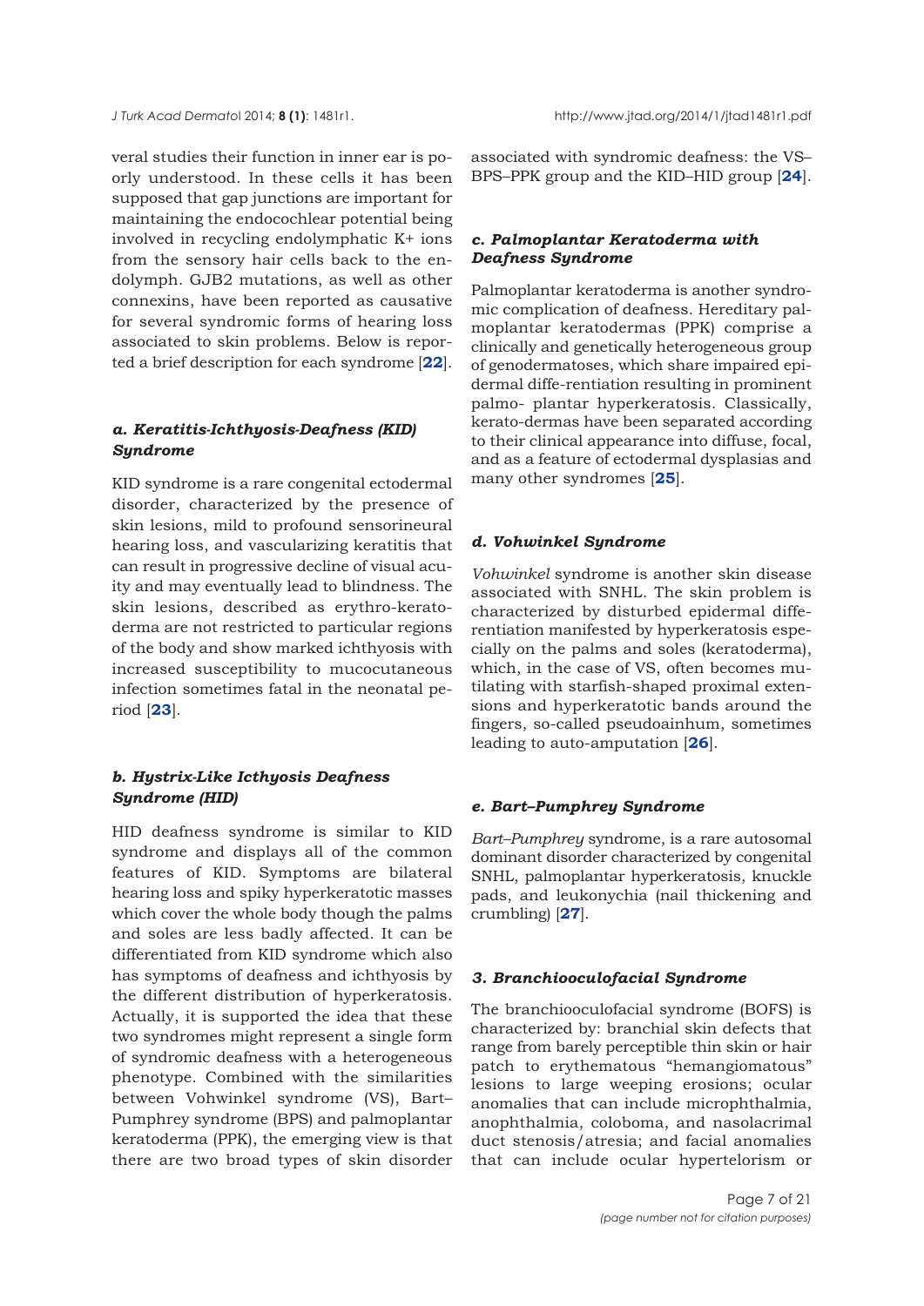veral studies their function in inner ear is poorly understood. In these cells it has been supposed that gap junctions are important for maintaining the endocochlear potential being involved in recycling endolymphatic K+ ions from the sensory hair cells back to the endolymph. GJB2 mutations, as well as other connexins, have been reported as causative for several syndromic forms of hearing loss associated to skin problems. Below is reported a brief description for each syndrome [**22**].

#### *a. Keratitis-Ichthyosis-Deafness (KID) Syndrome*

KID syndrome is a rare congenital ectodermal disorder, characterized by the presence of skin lesions, mild to profound sensorineural hearing loss, and vascularizing keratitis that can result in progressive decline of visual acuity and may eventually lead to blindness. The skin lesions, described as erythro-keratoderma are not restricted to particular regions of the body and show marked ichthyosis with increased susceptibility to mucocutaneous infection sometimes fatal in the neonatal period [**23**].

#### *b. Hystrix-Like Icthyosis Deafness Syndrome (HID)*

HID deafness syndrome is similar to KID syndrome and displays all of the common features of KID. Symptoms are bilateral hearing loss and spiky hyperkeratotic masses which cover the whole body though the palms and soles are less badly affected. It can be differentiated from KID syndrome which also has symptoms of deafness and ichthyosis by the different distribution of hyperkeratosis. Actually, it is supported the idea that these two syndromes might represent a single form of syndromic deafness with a heterogeneous phenotype. Combined with the similarities between Vohwinkel syndrome (VS), Bart–Pumphrey syndrome (BPS) and palmoplantar keratoderma (PPK), the emerging view is that there are two broad types of skin disorder associated with syndromic deafness: the VS–BPS–PPK group and the KID–HID group [**24**].

#### *c. Palmoplantar Keratoderma with Deafness Syndrome*

Palmoplantar keratoderma is another syndromic complication of deafness. Hereditary palmoplantar keratodermas (PPK) comprise a clinically and genetically heterogeneous group of genodermatoses, which share impaired epidermal diffe-rentiation resulting in prominent palmo- plantar hyperkeratosis. Classically, kerato-dermas have been separated according to their clinical appearance into diffuse, focal, and as a feature of ectodermal dysplasias and many other syndromes [**25**].

#### *d. Vohwinkel Syndrome*

*Vohwinkel* syndrome is another skin disease associated with SNHL. The skin problem is characterized by disturbed epidermal diffe-rentiation manifested by hyperkeratosis especially on the palms and soles (keratoderma), which, in the case of VS, often becomes mutilating with starfish-shaped proximal extensions and hyperkeratotic bands around the fingers, so-called pseudoainhum, sometimes leading to auto-amputation [**26**].

#### *e. Bart–Pumphrey Syndrome*

*Bart–Pumphrey* syndrome, is a rare autosomal dominant disorder characterized by congenital SNHL, palmoplantar hyperkeratosis, knuckle pads, and leukonychia (nail thickening and crumbling) [**27**].

### *3. Branchiooculofacial Syndrome*

The branchiooculofacial syndrome (BOFS) is characterized by: branchial skin defects that range from barely perceptible thin skin or hair patch to erythematous "hemangiomatous" lesions to large weeping erosions; ocular anomalies that can include microphthalmia, anophthalmia, coloboma, and nasolacrimal duct stenosis/atresia; and facial anomalies that can include ocular hypertelorism or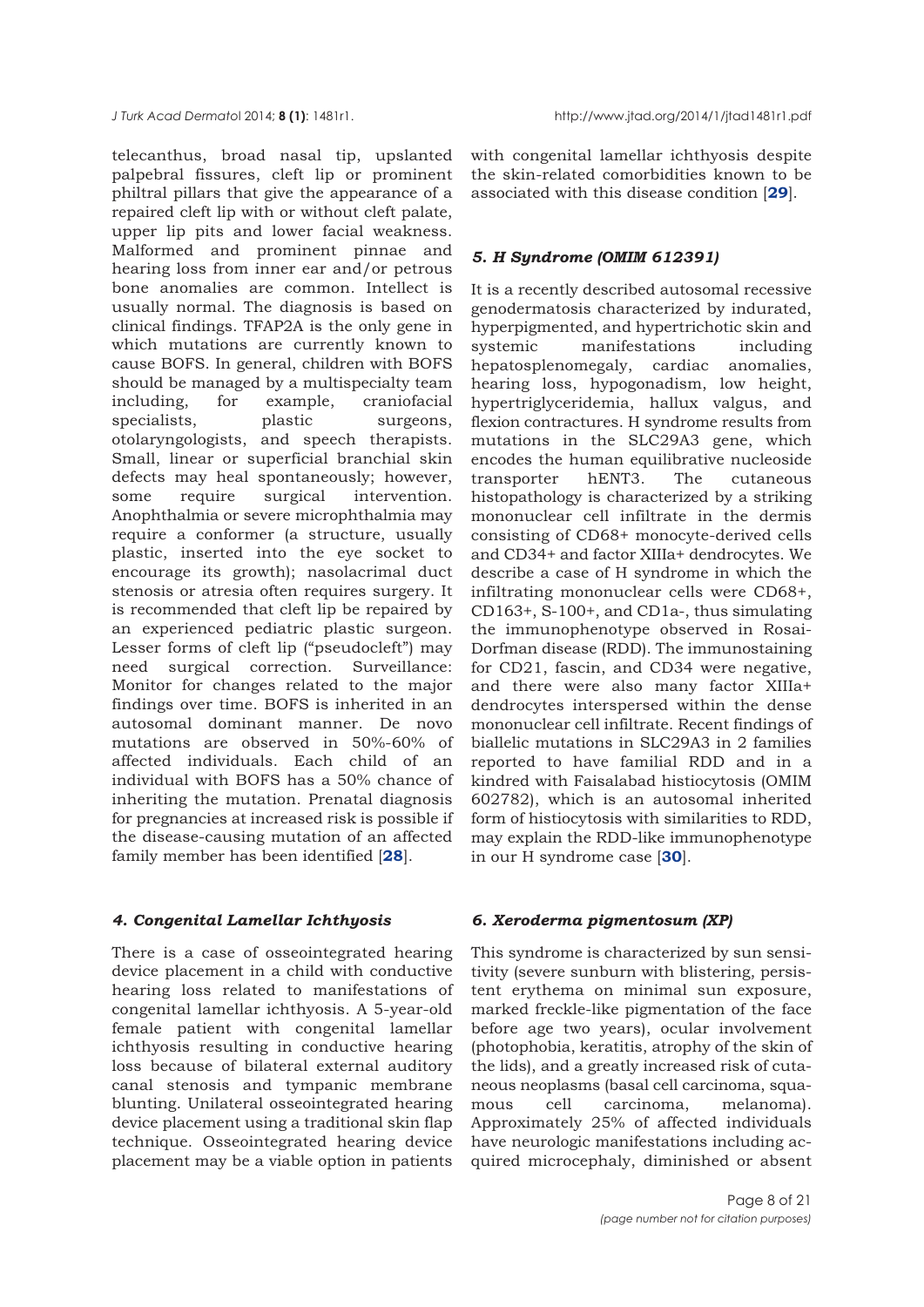telecanthus, broad nasal tip, upslanted palpebral fissures, cleft lip or prominent philtral pillars that give the appearance of a repaired cleft lip with or without cleft palate, upper lip pits and lower facial weakness. Malformed and prominent pinnae and hearing loss from inner ear and/or petrous bone anomalies are common. Intellect is usually normal. The diagnosis is based on clinical findings. TFAP2A is the only gene in which mutations are currently known to cause BOFS. In general, children with BOFS should be managed by a multispecialty team including, for example, craniofacial specialists, plastic surgeons, otolaryngologists, and speech therapists. Small, linear or superficial branchial skin defects may heal spontaneously; however, some require surgical intervention. Anophthalmia or severe microphthalmia may require a conformer (a structure, usually plastic, inserted into the eye socket to encourage its growth); nasolacrimal duct stenosis or atresia often requires surgery. It is recommended that cleft lip be repaired by an experienced pediatric plastic surgeon. Lesser forms of cleft lip ("pseudocleft") may need surgical correction. Surveillance: Monitor for changes related to the major findings over time. BOFS is inherited in an autosomal dominant manner. De novo mutations are observed in 50%-60% of affected individuals. Each child of an individual with BOFS has a 50% chance of inheriting the mutation. Prenatal diagnosis for pregnancies at increased risk is possible if the disease-causing mutation of an affected family member has been identified [**28**].

#### *4. Congenital Lamellar Ichthyosis*

There is a case of osseointegrated hearing device placement in a child with conductive hearing loss related to manifestations of congenital lamellar ichthyosis. A 5-year-old female patient with congenital lamellar ichthyosis resulting in conductive hearing loss because of bilateral external auditory canal stenosis and tympanic membrane blunting. Unilateral osseointegrated hearing device placement using a traditional skin flap technique. Osseointegrated hearing device placement may be a viable option in patients with congenital lamellar ichthyosis despite the skin-related comorbidities known to be associated with this disease condition [**29**].

#### *5. H Syndrome (OMIM 612391)*

It is a recently described autosomal recessive genodermatosis characterized by indurated, hyperpigmented, and hypertrichotic skin and systemic manifestations including hepatosplenomegaly, cardiac anomalies, hearing loss, hypogonadism, low height, hypertriglyceridemia, hallux valgus, and flexion contractures. H syndrome results from mutations in the SLC29A3 gene, which encodes the human equilibrative nucleoside transporter hENT3. The cutaneous histopathology is characterized by a striking mononuclear cell infiltrate in the dermis consisting of CD68+ monocyte-derived cells and CD34+ and factor XIIIa+ dendrocytes. We describe a case of H syndrome in which the infiltrating mononuclear cells were CD68+, CD163+, S-100+, and CD1a-, thus simulating the immunophenotype observed in Rosai-Dorfman disease (RDD). The immunostaining for CD21, fascin, and CD34 were negative, and there were also many factor XIIIa+ dendrocytes interspersed within the dense mononuclear cell infiltrate. Recent findings of biallelic mutations in SLC29A3 in 2 families reported to have familial RDD and in a kindred with Faisalabad histiocytosis (OMIM 602782), which is an autosomal inherited form of histiocytosis with similarities to RDD, may explain the RDD-like immunophenotype in our H syndrome case [**30**].

#### *6. Xeroderma pigmentosum (XP)*

This syndrome is characterized by sun sensitivity (severe sunburn with blistering, persistent erythema on minimal sun exposure, marked freckle-like pigmentation of the face before age two years), ocular involvement (photophobia, keratitis, atrophy of the skin of the lids), and a greatly increased risk of cutaneous neoplasms (basal cell carcinoma, squamous cell carcinoma, melanoma). Approximately 25% of affected individuals have neurologic manifestations including acquired microcephaly, diminished or absent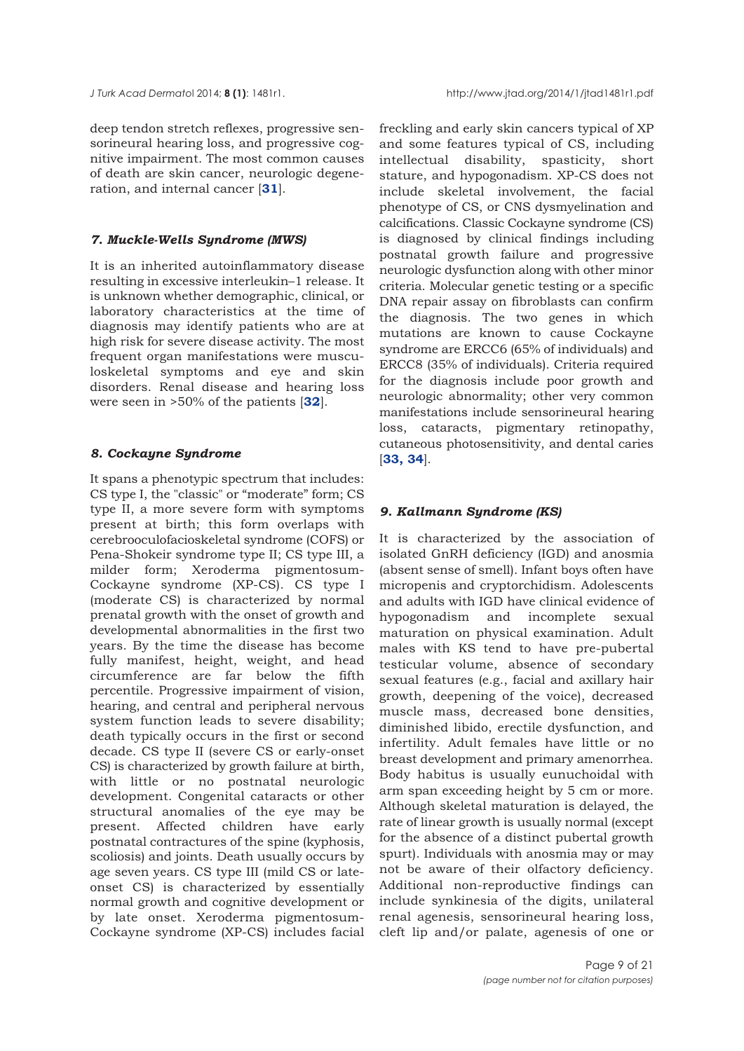deep tendon stretch reflexes, progressive sensorineural hearing loss, and progressive cognitive impairment. The most common causes of death are skin cancer, neurologic degeneration, and internal cancer [**31**].

### *7. Muckle-Wells Syndrome (MWS)*

It is an inherited autoinflammatory disease resulting in excessive interleukin–1 release. It is unknown whether demographic, clinical, or laboratory characteristics at the time of diagnosis may identify patients who are at high risk for severe disease activity. The most frequent organ manifestations were musculoskeletal symptoms and eye and skin disorders. Renal disease and hearing loss were seen in >50% of the patients [**32**].

### *8. Cockayne Syndrome*

It spans a phenotypic spectrum that includes: CS type I, the "classic" or "moderate" form; CS type II, a more severe form with symptoms present at birth; this form overlaps with cerebrooculofacioskeletal syndrome (COFS) or Pena-Shokeir syndrome type II; CS type III, a milder form; Xeroderma pigmentosum-Cockayne syndrome (XP-CS). CS type I (moderate CS) is characterized by normal prenatal growth with the onset of growth and developmental abnormalities in the first two years. By the time the disease has become fully manifest, height, weight, and head circumference are far below the fifth percentile. Progressive impairment of vision, hearing, and central and peripheral nervous system function leads to severe disability; death typically occurs in the first or second decade. CS type II (severe CS or early-onset CS) is characterized by growth failure at birth, with little or no postnatal neurologic development. Congenital cataracts or other structural anomalies of the eye may be present. Affected children have early postnatal contractures of the spine (kyphosis, scoliosis) and joints. Death usually occurs by age seven years. CS type III (mild CS or late-onset CS) is characterized by essentially normal growth and cognitive development or by late onset. Xeroderma pigmentosum-Cockayne syndrome (XP-CS) includes facial freckling and early skin cancers typical of XP and some features typical of CS, including intellectual disability, spasticity, short stature, and hypogonadism. XP-CS does not include skeletal involvement, the facial phenotype of CS, or CNS dysmyelination and calcifications. Classic Cockayne syndrome (CS) is diagnosed by clinical findings including postnatal growth failure and progressive neurologic dysfunction along with other minor criteria. Molecular genetic testing or a specific DNA repair assay on fibroblasts can confirm the diagnosis. The two genes in which mutations are known to cause Cockayne syndrome are ERCC6 (65% of individuals) and ERCC8 (35% of individuals). Criteria required for the diagnosis include poor growth and neurologic abnormality; other very common manifestations include sensorineural hearing loss, cataracts, pigmentary retinopathy, cutaneous photosensitivity, and dental caries [**33, 34**].

### *9. Kallmann Syndrome (KS)*

It is characterized by the association of isolated GnRH deficiency (IGD) and anosmia (absent sense of smell). Infant boys often have micropenis and cryptorchidism. Adolescents and adults with IGD have clinical evidence of hypogonadism and incomplete sexual maturation on physical examination. Adult males with KS tend to have pre-pubertal testicular volume, absence of secondary sexual features (e.g., facial and axillary hair growth, deepening of the voice), decreased muscle mass, decreased bone densities, diminished libido, erectile dysfunction, and infertility. Adult females have little or no breast development and primary amenorrhea. Body habitus is usually eunuchoidal with arm span exceeding height by 5 cm or more. Although skeletal maturation is delayed, the rate of linear growth is usually normal (except for the absence of a distinct pubertal growth spurt). Individuals with anosmia may or may not be aware of their olfactory deficiency. Additional non-reproductive findings can include synkinesia of the digits, unilateral renal agenesis, sensorineural hearing loss, cleft lip and/or palate, agenesis of one or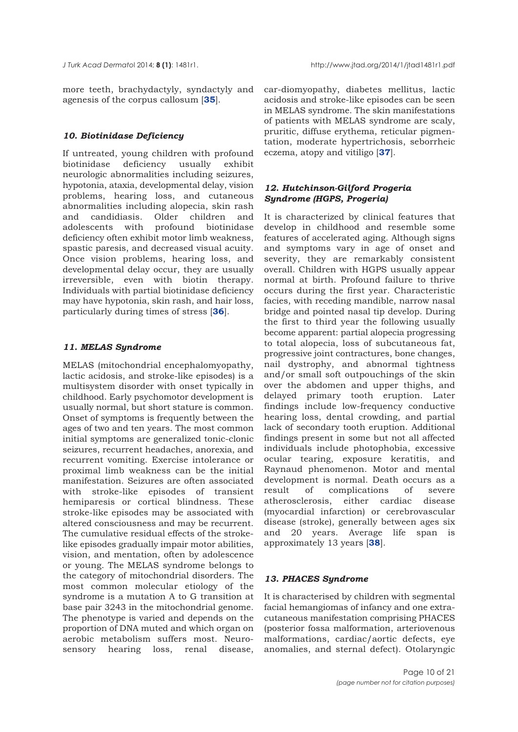more teeth, brachydactyly, syndactyly and agenesis of the corpus callosum [35].

### *10. Biotinidase Deficiency*

If untreated, young children with profound biotinidase deficiency usually exhibit neurologic abnormalities including seizures, hypotonia, ataxia, developmental delay, vision problems, hearing loss, and cutaneous abnormalities including alopecia, skin rash and candidiasis. Older children and adolescents with profound biotinidase deficiency often exhibit motor limb weakness, spastic paresis, and decreased visual acuity. Once vision problems, hearing loss, and developmental delay occur, they are usually irreversible, even with biotin therapy. Individuals with partial biotinidase deficiency may have hypotonia, skin rash, and hair loss, particularly during times of stress [36].

### *11. MELAS Syndrome*

MELAS (mitochondrial encephalomyopathy, lactic acidosis, and stroke-like episodes) is a multisystem disorder with onset typically in childhood. Early psychomotor development is usually normal, but short stature is common. Onset of symptoms is frequently between the ages of two and ten years. The most common initial symptoms are generalized tonic-clonic seizures, recurrent headaches, anorexia, and recurrent vomiting. Exercise intolerance or proximal limb weakness can be the initial manifestation. Seizures are often associated with stroke-like episodes of transient hemiparesis or cortical blindness. These stroke-like episodes may be associated with altered consciousness and may be recurrent. The cumulative residual effects of the stroke-like episodes gradually impair motor abilities, vision, and mentation, often by adolescence or young. The MELAS syndrome belongs to the category of mitochondrial disorders. The most common molecular etiology of the syndrome is a mutation A to G transition at base pair 3243 in the mitochondrial genome. The phenotype is varied and depends on the proportion of DNA muted and which organ on aerobic metabolism suffers most. Neurosensory hearing loss, renal disease, car-diomyopathy, diabetes mellitus, lactic acidosis and stroke-like episodes can be seen in MELAS syndrome. The skin manifestations of patients with MELAS syndrome are scaly, pruritic, diffuse erythema, reticular pigmentation, moderate hypertrichosis, seborrheic eczema, atopy and vitiligo [37].

### *12. Hutchinson-Gilford Progeria Syndrome (HGPS, Progeria)*

It is characterized by clinical features that develop in childhood and resemble some features of accelerated aging. Although signs and symptoms vary in age of onset and severity, they are remarkably consistent overall. Children with HGPS usually appear normal at birth. Profound failure to thrive occurs during the first year. Characteristic facies, with receding mandible, narrow nasal bridge and pointed nasal tip develop. During the first to third year the following usually become apparent: partial alopecia progressing to total alopecia, loss of subcutaneous fat, progressive joint contractures, bone changes, nail dystrophy, and abnormal tightness and/or small soft outpouchings of the skin over the abdomen and upper thighs, and delayed primary tooth eruption. Later findings include low-frequency conductive hearing loss, dental crowding, and partial lack of secondary tooth eruption. Additional findings present in some but not all affected individuals include photophobia, excessive ocular tearing, exposure keratitis, and Raynaud phenomenon. Motor and mental development is normal. Death occurs as a result of complications of severe atherosclerosis, either cardiac disease (myocardial infarction) or cerebrovascular disease (stroke), generally between ages six and 20 years. Average life span is approximately 13 years [38].

### *13. PHACES Syndrome*

It is characterised by children with segmental facial hemangiomas of infancy and one extra-cutaneous manifestation comprising PHACES (posterior fossa malformation, arteriovenous malformations, cardiac/aortic defects, eye anomalies, and sternal defect). Otolaryngic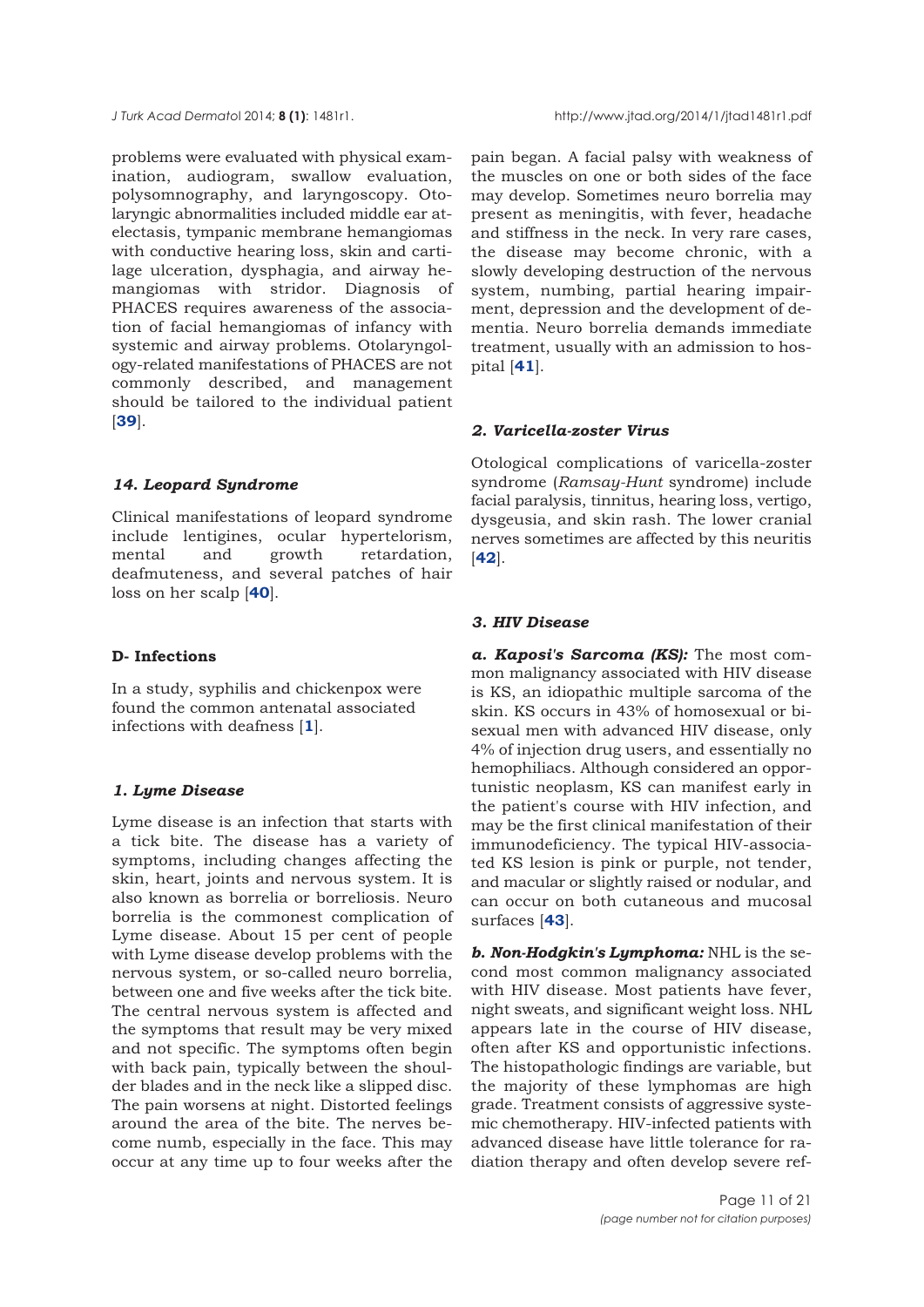problems were evaluated with physical examination, audiogram, swallow evaluation, polysomnography, and laryngoscopy. Otolaryngic abnormalities included middle ear atelectasis, tympanic membrane hemangiomas with conductive hearing loss, skin and cartilage ulceration, dysphagia, and airway hemangiomas with stridor. Diagnosis of PHACES requires awareness of the association of facial hemangiomas of infancy with systemic and airway problems. Otolaryngology-related manifestations of PHACES are not commonly described, and management should be tailored to the individual patient [39].

### *14. Leopard Syndrome*

Clinical manifestations of leopard syndrome include lentigines, ocular hypertelorism, mental and growth retardation, deafmuteness, and several patches of hair loss on her scalp [40].

## D- Infections

In a study, syphilis and chickenpox were found the common antenatal associated infections with deafness [1].

### *1. Lyme Disease*

Lyme disease is an infection that starts with a tick bite. The disease has a variety of symptoms, including changes affecting the skin, heart, joints and nervous system. It is also known as borrelia or borreliosis. Neuro borrelia is the commonest complication of Lyme disease. About 15 per cent of people with Lyme disease develop problems with the nervous system, or so-called neuro borrelia, between one and five weeks after the tick bite. The central nervous system is affected and the symptoms that result may be very mixed and not specific. The symptoms often begin with back pain, typically between the shoulder blades and in the neck like a slipped disc. The pain worsens at night. Distorted feelings around the area of the bite. The nerves become numb, especially in the face. This may occur at any time up to four weeks after the pain began. A facial palsy with weakness of the muscles on one or both sides of the face may develop. Sometimes neuro borrelia may present as meningitis, with fever, headache and stiffness in the neck. In very rare cases, the disease may become chronic, with a slowly developing destruction of the nervous system, numbing, partial hearing impairment, depression and the development of dementia. Neuro borrelia demands immediate treatment, usually with an admission to hospital [41].

### *2. Varicella-zoster Virus*

Otological complications of varicella-zoster syndrome (*Ramsay-Hunt* syndrome) include facial paralysis, tinnitus, hearing loss, vertigo, dysgeusia, and skin rash. The lower cranial nerves sometimes are affected by this neuritis [42].

### *3. HIV Disease*

***a. Kaposi's Sarcoma (KS):*** The most common malignancy associated with HIV disease is KS, an idiopathic multiple sarcoma of the skin. KS occurs in 43% of homosexual or bisexual men with advanced HIV disease, only 4% of injection drug users, and essentially no hemophiliacs. Although considered an opportunistic neoplasm, KS can manifest early in the patient's course with HIV infection, and may be the first clinical manifestation of their immunodeficiency. The typical HIV-associated KS lesion is pink or purple, not tender, and macular or slightly raised or nodular, and can occur on both cutaneous and mucosal surfaces [43].

***b. Non-Hodgkin's Lymphoma:*** NHL is the second most common malignancy associated with HIV disease. Most patients have fever, night sweats, and significant weight loss. NHL appears late in the course of HIV disease, often after KS and opportunistic infections. The histopathologic findings are variable, but the majority of these lymphomas are high grade. Treatment consists of aggressive systemic chemotherapy. HIV-infected patients with advanced disease have little tolerance for radiation therapy and often develop severe ref-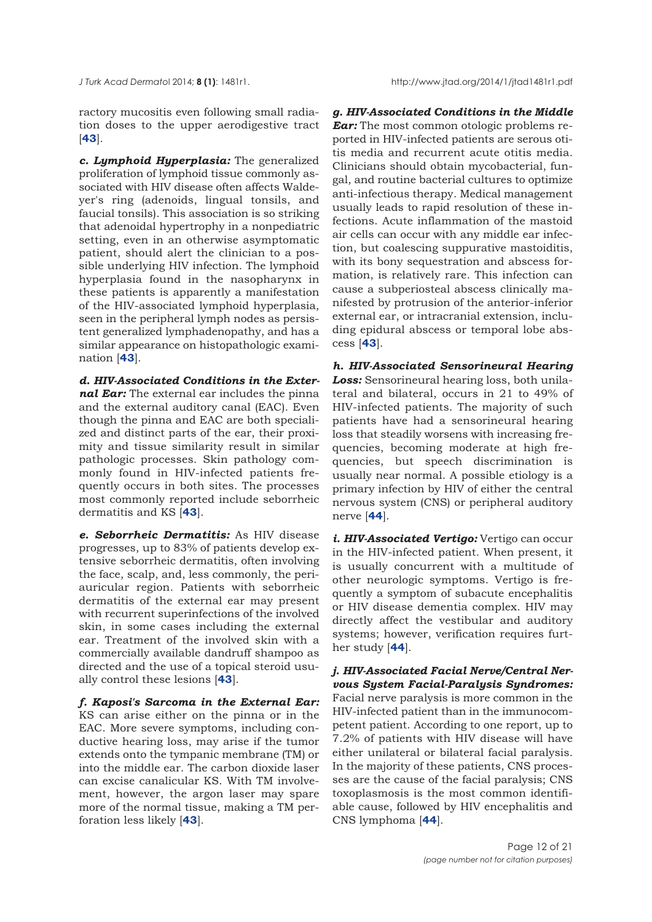ractory mucositis even following small radiation doses to the upper aerodigestive tract [43].

***c. Lymphoid Hyperplasia:*** The generalized proliferation of lymphoid tissue commonly associated with HIV disease often affects Waldeyer's ring (adenoids, lingual tonsils, and faucial tonsils). This association is so striking that adenoidal hypertrophy in a nonpediatric setting, even in an otherwise asymptomatic patient, should alert the clinician to a possible underlying HIV infection. The lymphoid hyperplasia found in the nasopharynx in these patients is apparently a manifestation of the HIV-associated lymphoid hyperplasia, seen in the peripheral lymph nodes as persistent generalized lymphadenopathy, and has a similar appearance on histopathologic examination [43].

***d. HIV-Associated Conditions in the External Ear:*** The external ear includes the pinna and the external auditory canal (EAC). Even though the pinna and EAC are both specialized and distinct parts of the ear, their proximity and tissue similarity result in similar pathologic processes. Skin pathology commonly found in HIV-infected patients frequently occurs in both sites. The processes most commonly reported include seborrheic dermatitis and KS [43].

***e. Seborrheic Dermatitis:*** As HIV disease progresses, up to 83% of patients develop extensive seborrheic dermatitis, often involving the face, scalp, and, less commonly, the periauricular region. Patients with seborrheic dermatitis of the external ear may present with recurrent superinfections of the involved skin, in some cases including the external ear. Treatment of the involved skin with a commercially available dandruff shampoo as directed and the use of a topical steroid usually control these lesions [43].

***f. Kaposi's Sarcoma in the External Ear:*** KS can arise either on the pinna or in the EAC. More severe symptoms, including conductive hearing loss, may arise if the tumor extends onto the tympanic membrane (TM) or into the middle ear. The carbon dioxide laser can excise canalicular KS. With TM involvement, however, the argon laser may spare more of the normal tissue, making a TM perforation less likely [43].

***g. HIV-Associated Conditions in the Middle Ear:*** The most common otologic problems reported in HIV-infected patients are serous otitis media and recurrent acute otitis media. Clinicians should obtain mycobacterial, fungal, and routine bacterial cultures to optimize anti-infectious therapy. Medical management usually leads to rapid resolution of these infections. Acute inflammation of the mastoid air cells can occur with any middle ear infection, but coalescing suppurative mastoiditis, with its bony sequestration and abscess formation, is relatively rare. This infection can cause a subperiosteal abscess clinically manifested by protrusion of the anterior-inferior external ear, or intracranial extension, including epidural abscess or temporal lobe abscess [43].

***h. HIV-Associated Sensorineural Hearing Loss:*** Sensorineural hearing loss, both unilateral and bilateral, occurs in 21 to 49% of HIV-infected patients. The majority of such patients have had a sensorineural hearing loss that steadily worsens with increasing frequencies, becoming moderate at high frequencies, but speech discrimination is usually near normal. A possible etiology is a primary infection by HIV of either the central nervous system (CNS) or peripheral auditory nerve [44].

***i. HIV-Associated Vertigo:*** Vertigo can occur in the HIV-infected patient. When present, it is usually concurrent with a multitude of other neurologic symptoms. Vertigo is frequently a symptom of subacute encephalitis or HIV disease dementia complex. HIV may directly affect the vestibular and auditory systems; however, verification requires further study [44].

***j. HIV-Associated Facial Nerve/Central Nervous System Facial-Paralysis Syndromes:*** Facial nerve paralysis is more common in the HIV-infected patient than in the immunocompetent patient. According to one report, up to 7.2% of patients with HIV disease will have either unilateral or bilateral facial paralysis. In the majority of these patients, CNS processes are the cause of the facial paralysis; CNS toxoplasmosis is the most common identifiable cause, followed by HIV encephalitis and CNS lymphoma [44].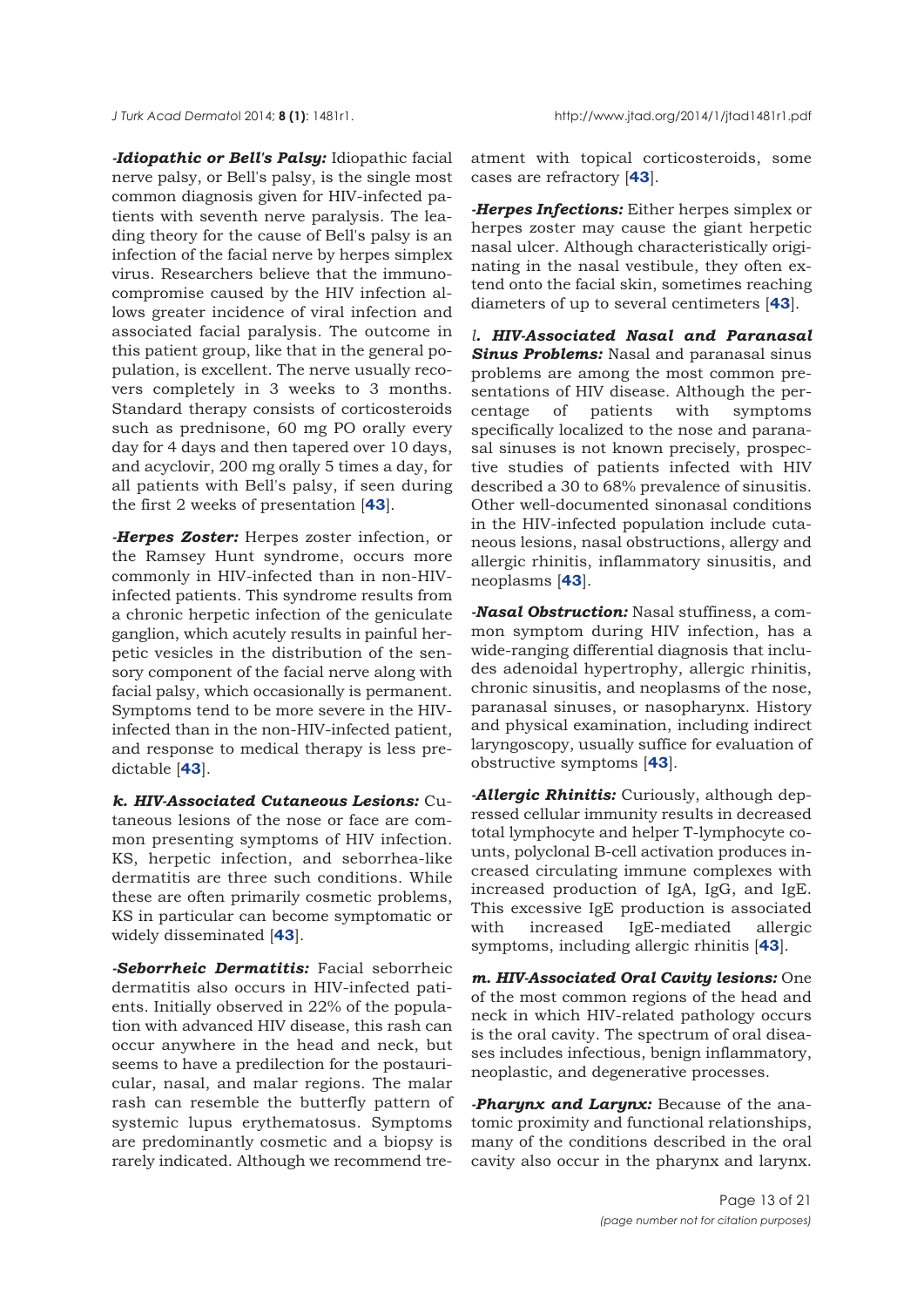***-Idiopathic or Bell's Palsy:*** Idiopathic facial nerve palsy, or Bell's palsy, is the single most common diagnosis given for HIV-infected patients with seventh nerve paralysis. The leading theory for the cause of Bell's palsy is an infection of the facial nerve by herpes simplex virus. Researchers believe that the immunocompromise caused by the HIV infection allows greater incidence of viral infection and associated facial paralysis. The outcome in this patient group, like that in the general population, is excellent. The nerve usually recovers completely in 3 weeks to 3 months. Standard therapy consists of corticosteroids such as prednisone, 60 mg PO orally every day for 4 days and then tapered over 10 days, and acyclovir, 200 mg orally 5 times a day, for all patients with Bell's palsy, if seen during the first 2 weeks of presentation [**43**].

***-Herpes Zoster:*** Herpes zoster infection, or the Ramsey Hunt syndrome, occurs more commonly in HIV-infected than in non-HIV-infected patients. This syndrome results from a chronic herpetic infection of the geniculate ganglion, which acutely results in painful herpetic vesicles in the distribution of the sensory component of the facial nerve along with facial palsy, which occasionally is permanent. Symptoms tend to be more severe in the HIV-infected than in the non-HIV-infected patient, and response to medical therapy is less predictable [**43**].

***k. HIV-Associated Cutaneous Lesions:*** Cutaneous lesions of the nose or face are common presenting symptoms of HIV infection. KS, herpetic infection, and seborrhea-like dermatitis are three such conditions. While these are often primarily cosmetic problems, KS in particular can become symptomatic or widely disseminated [**43**].

***-Seborrheic Dermatitis:*** Facial seborrheic dermatitis also occurs in HIV-infected patients. Initially observed in 22% of the population with advanced HIV disease, this rash can occur anywhere in the head and neck, but seems to have a predilection for the postauricular, nasal, and malar regions. The malar rash can resemble the butterfly pattern of systemic lupus erythematosus. Symptoms are predominantly cosmetic and a biopsy is rarely indicated. Although we recommend treatment with topical corticosteroids, some cases are refractory [**43**].

***-Herpes Infections:*** Either herpes simplex or herpes zoster may cause the giant herpetic nasal ulcer. Although characteristically originating in the nasal vestibule, they often extend onto the facial skin, sometimes reaching diameters of up to several centimeters [**43**].

***l. HIV-Associated Nasal and Paranasal Sinus Problems:*** Nasal and paranasal sinus problems are among the most common presentations of HIV disease. Although the percentage of patients with symptoms specifically localized to the nose and paranasal sinuses is not known precisely, prospective studies of patients infected with HIV described a 30 to 68% prevalence of sinusitis. Other well-documented sinonasal conditions in the HIV-infected population include cutaneous lesions, nasal obstructions, allergy and allergic rhinitis, inflammatory sinusitis, and neoplasms [**43**].

***-Nasal Obstruction:*** Nasal stuffiness, a common symptom during HIV infection, has a wide-ranging differential diagnosis that includes adenoidal hypertrophy, allergic rhinitis, chronic sinusitis, and neoplasms of the nose, paranasal sinuses, or nasopharynx. History and physical examination, including indirect laryngoscopy, usually suffice for evaluation of obstructive symptoms [**43**].

***-Allergic Rhinitis:*** Curiously, although depressed cellular immunity results in decreased total lymphocyte and helper T-lymphocyte counts, polyclonal B-cell activation produces increased circulating immune complexes with increased production of IgA, IgG, and IgE. This excessive IgE production is associated with increased IgE-mediated allergic symptoms, including allergic rhinitis [**43**].

***m. HIV-Associated Oral Cavity lesions:*** One of the most common regions of the head and neck in which HIV-related pathology occurs is the oral cavity. The spectrum of oral diseases includes infectious, benign inflammatory, neoplastic, and degenerative processes.

***-Pharynx and Larynx:*** Because of the anatomic proximity and functional relationships, many of the conditions described in the oral cavity also occur in the pharynx and larynx.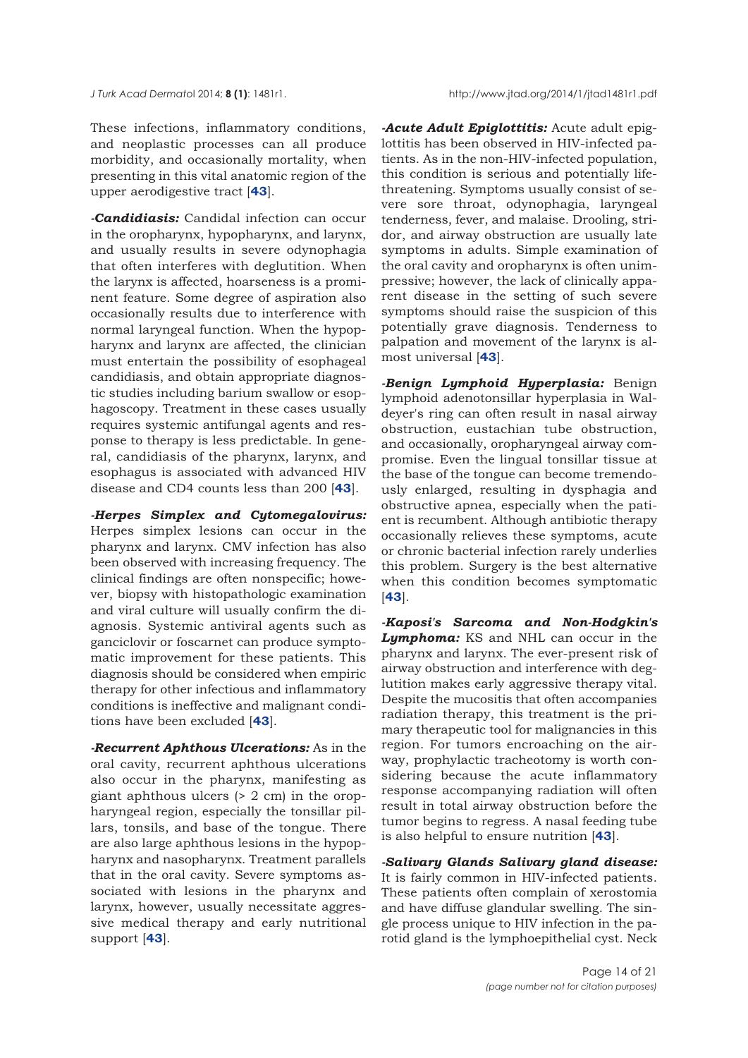These infections, inflammatory conditions, and neoplastic processes can all produce morbidity, and occasionally mortality, when presenting in this vital anatomic region of the upper aerodigestive tract [**43**].

***-Candidiasis:*** Candidal infection can occur in the oropharynx, hypopharynx, and larynx, and usually results in severe odynophagia that often interferes with deglutition. When the larynx is affected, hoarseness is a prominent feature. Some degree of aspiration also occasionally results due to interference with normal laryngeal function. When the hypopharynx and larynx are affected, the clinician must entertain the possibility of esophageal candidiasis, and obtain appropriate diagnostic studies including barium swallow or esophagoscopy. Treatment in these cases usually requires systemic antifungal agents and response to therapy is less predictable. In general, candidiasis of the pharynx, larynx, and esophagus is associated with advanced HIV disease and CD4 counts less than 200 [**43**].

***-Herpes Simplex and Cytomegalovirus:*** Herpes simplex lesions can occur in the pharynx and larynx. CMV infection has also been observed with increasing frequency. The clinical findings are often nonspecific; however, biopsy with histopathologic examination and viral culture will usually confirm the diagnosis. Systemic antiviral agents such as ganciclovir or foscarnet can produce symptomatic improvement for these patients. This diagnosis should be considered when empiric therapy for other infectious and inflammatory conditions is ineffective and malignant conditions have been excluded [**43**].

***-Recurrent Aphthous Ulcerations:*** As in the oral cavity, recurrent aphthous ulcerations also occur in the pharynx, manifesting as giant aphthous ulcers (> 2 cm) in the oropharyngeal region, especially the tonsillar pillars, tonsils, and base of the tongue. There are also large aphthous lesions in the hypopharynx and nasopharynx. Treatment parallels that in the oral cavity. Severe symptoms associated with lesions in the pharynx and larynx, however, usually necessitate aggressive medical therapy and early nutritional support [**43**].

***-Acute Adult Epiglottitis:*** Acute adult epiglottitis has been observed in HIV-infected patients. As in the non-HIV-infected population, this condition is serious and potentially life-threatening. Symptoms usually consist of severe sore throat, odynophagia, laryngeal tenderness, fever, and malaise. Drooling, stridor, and airway obstruction are usually late symptoms in adults. Simple examination of the oral cavity and oropharynx is often unimpressive; however, the lack of clinically apparent disease in the setting of such severe symptoms should raise the suspicion of this potentially grave diagnosis. Tenderness to palpation and movement of the larynx is almost universal [**43**].

***-Benign Lymphoid Hyperplasia:*** Benign lymphoid adenotonsillar hyperplasia in Waldeyer's ring can often result in nasal airway obstruction, eustachian tube obstruction, and occasionally, oropharyngeal airway compromise. Even the lingual tonsillar tissue at the base of the tongue can become tremendously enlarged, resulting in dysphagia and obstructive apnea, especially when the patient is recumbent. Although antibiotic therapy occasionally relieves these symptoms, acute or chronic bacterial infection rarely underlies this problem. Surgery is the best alternative when this condition becomes symptomatic [**43**].

***-Kaposi's Sarcoma and Non-Hodgkin's Lymphoma:*** KS and NHL can occur in the pharynx and larynx. The ever-present risk of airway obstruction and interference with deglutition makes early aggressive therapy vital. Despite the mucositis that often accompanies radiation therapy, this treatment is the primary therapeutic tool for malignancies in this region. For tumors encroaching on the airway, prophylactic tracheotomy is worth considering because the acute inflammatory response accompanying radiation will often result in total airway obstruction before the tumor begins to regress. A nasal feeding tube is also helpful to ensure nutrition [**43**].

***-Salivary Glands Salivary gland disease:*** It is fairly common in HIV-infected patients. These patients often complain of xerostomia and have diffuse glandular swelling. The single process unique to HIV infection in the parotid gland is the lymphoepithelial cyst. Neck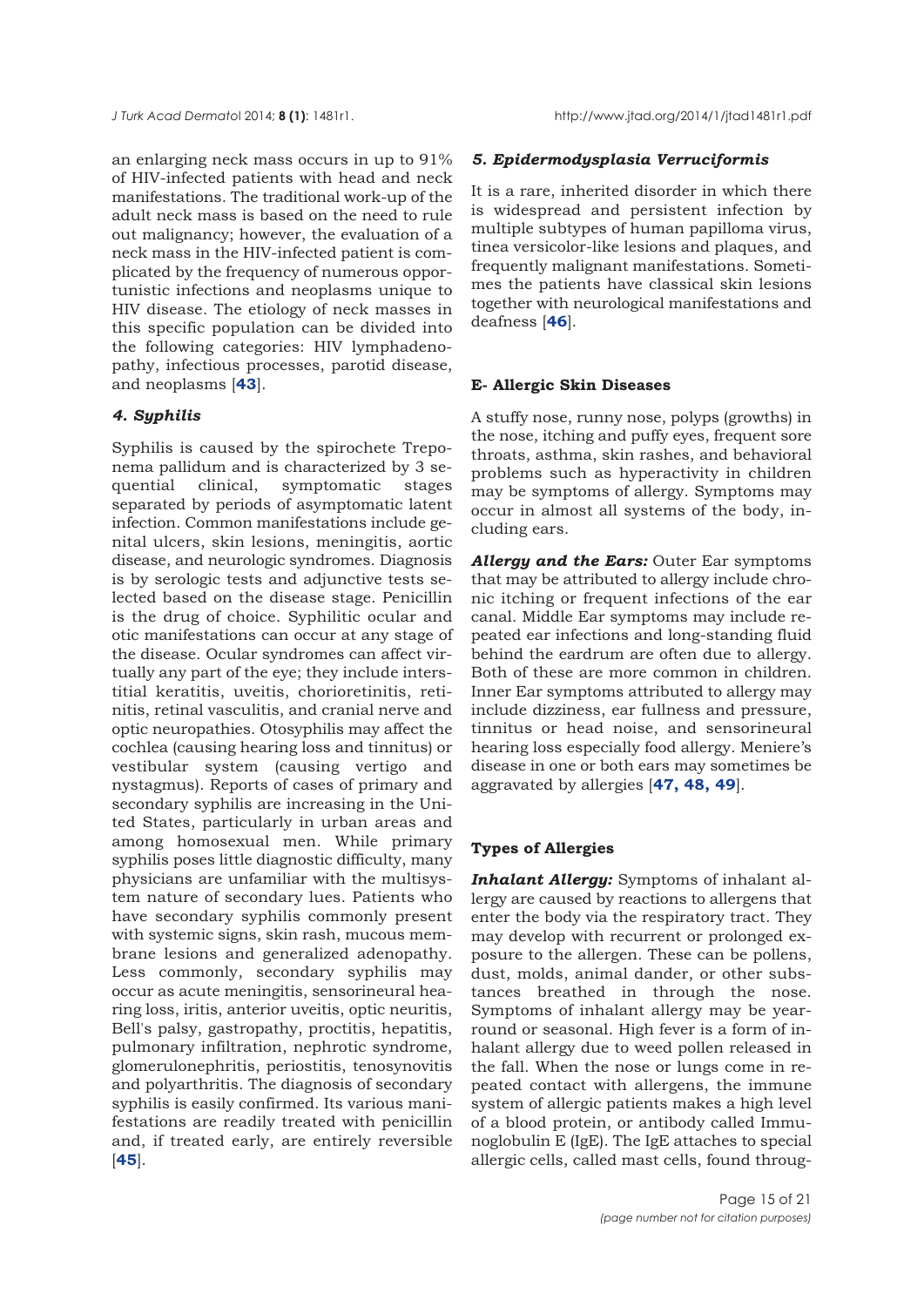an enlarging neck mass occurs in up to 91% of HIV-infected patients with head and neck manifestations. The traditional work-up of the adult neck mass is based on the need to rule out malignancy; however, the evaluation of a neck mass in the HIV-infected patient is complicated by the frequency of numerous opportunistic infections and neoplasms unique to HIV disease. The etiology of neck masses in this specific population can be divided into the following categories: HIV lymphadenopathy, infectious processes, parotid disease, and neoplasms [**43**].

#### *4. Syphilis*

Syphilis is caused by the spirochete Treponema pallidum and is characterized by 3 sequential clinical, symptomatic stages separated by periods of asymptomatic latent infection. Common manifestations include genital ulcers, skin lesions, meningitis, aortic disease, and neurologic syndromes. Diagnosis is by serologic tests and adjunctive tests selected based on the disease stage. Penicillin is the drug of choice. Syphilitic ocular and otic manifestations can occur at any stage of the disease. Ocular syndromes can affect virtually any part of the eye; they include interstitial keratitis, uveitis, chorioretinitis, retinitis, retinal vasculitis, and cranial nerve and optic neuropathies. Otosyphilis may affect the cochlea (causing hearing loss and tinnitus) or vestibular system (causing vertigo and nystagmus). Reports of cases of primary and secondary syphilis are increasing in the United States, particularly in urban areas and among homosexual men. While primary syphilis poses little diagnostic difficulty, many physicians are unfamiliar with the multisystem nature of secondary lues. Patients who have secondary syphilis commonly present with systemic signs, skin rash, mucous membrane lesions and generalized adenopathy. Less commonly, secondary syphilis may occur as acute meningitis, sensorineural hearing loss, iritis, anterior uveitis, optic neuritis, Bell's palsy, gastropathy, proctitis, hepatitis, pulmonary infiltration, nephrotic syndrome, glomerulonephritis, periostitis, tenosynovitis and polyarthritis. The diagnosis of secondary syphilis is easily confirmed. Its various manifestations are readily treated with penicillin and, if treated early, are entirely reversible [**45**].

#### *5. Epidermodysplasia Verruciformis*

It is a rare, inherited disorder in which there is widespread and persistent infection by multiple subtypes of human papilloma virus, tinea versicolor-like lesions and plaques, and frequently malignant manifestations. Sometimes the patients have classical skin lesions together with neurological manifestations and deafness [**46**].

### E- Allergic Skin Diseases

A stuffy nose, runny nose, polyps (growths) in the nose, itching and puffy eyes, frequent sore throats, asthma, skin rashes, and behavioral problems such as hyperactivity in children may be symptoms of allergy. Symptoms may occur in almost all systems of the body, including ears.

***Allergy and the Ears:*** Outer Ear symptoms that may be attributed to allergy include chronic itching or frequent infections of the ear canal. Middle Ear symptoms may include repeated ear infections and long-standing fluid behind the eardrum are often due to allergy. Both of these are more common in children. Inner Ear symptoms attributed to allergy may include dizziness, ear fullness and pressure, tinnitus or head noise, and sensorineural hearing loss especially food allergy. Meniere's disease in one or both ears may sometimes be aggravated by allergies [**47, 48, 49**].

### Types of Allergies

***Inhalant Allergy:*** Symptoms of inhalant allergy are caused by reactions to allergens that enter the body via the respiratory tract. They may develop with recurrent or prolonged exposure to the allergen. These can be pollens, dust, molds, animal dander, or other substances breathed in through the nose. Symptoms of inhalant allergy may be year-round or seasonal. High fever is a form of inhalant allergy due to weed pollen released in the fall. When the nose or lungs come in repeated contact with allergens, the immune system of allergic patients makes a high level of a blood protein, or antibody called Immunoglobulin E (IgE). The IgE attaches to special allergic cells, called mast cells, found throug-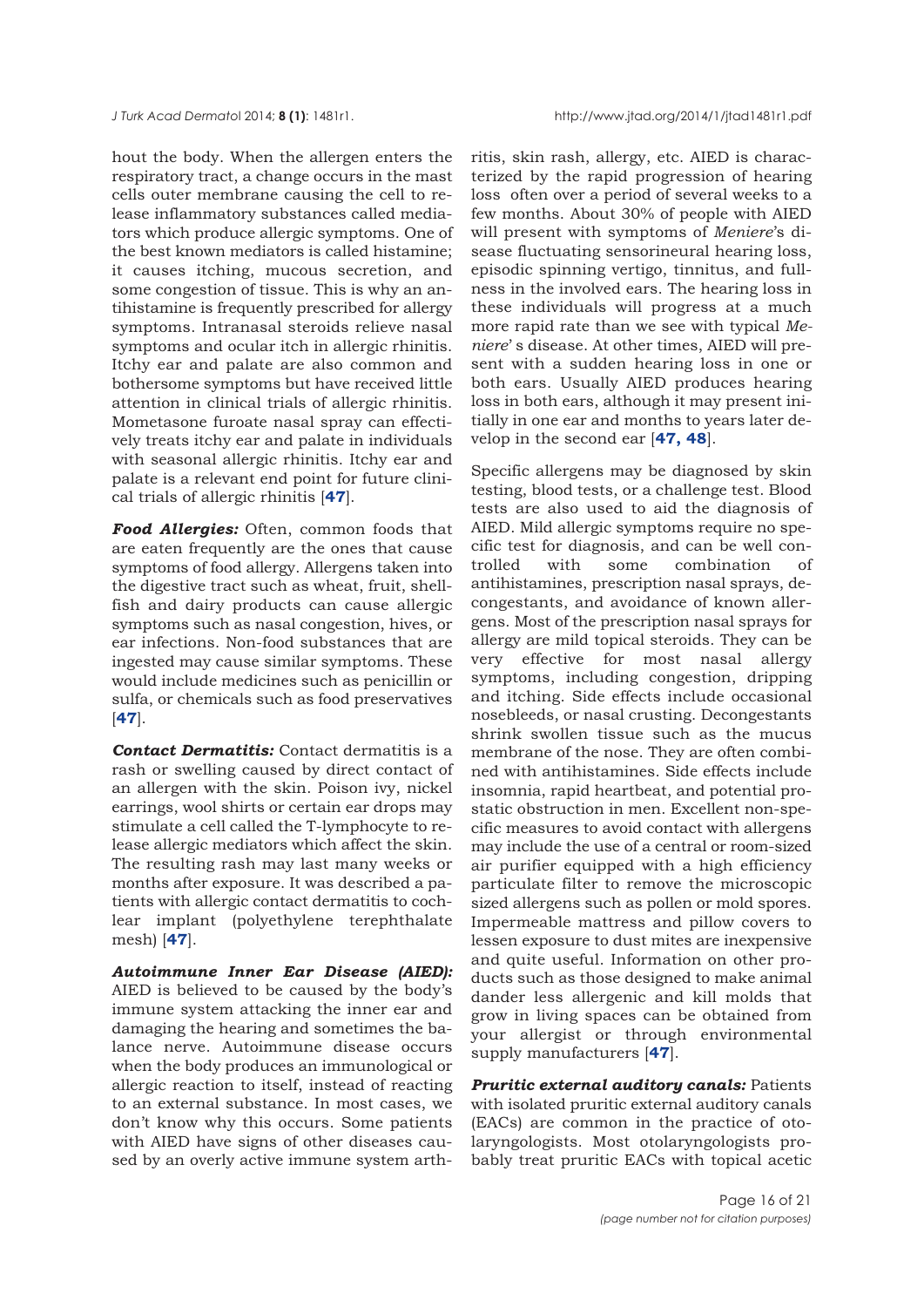hout the body. When the allergen enters the respiratory tract, a change occurs in the mast cells outer membrane causing the cell to release inflammatory substances called mediators which produce allergic symptoms. One of the best known mediators is called histamine; it causes itching, mucous secretion, and some congestion of tissue. This is why an antihistamine is frequently prescribed for allergy symptoms. Intranasal steroids relieve nasal symptoms and ocular itch in allergic rhinitis. Itchy ear and palate are also common and bothersome symptoms but have received little attention in clinical trials of allergic rhinitis. Mometasone furoate nasal spray can effectively treats itchy ear and palate in individuals with seasonal allergic rhinitis. Itchy ear and palate is a relevant end point for future clinical trials of allergic rhinitis [**47**].

***Food Allergies:*** Often, common foods that are eaten frequently are the ones that cause symptoms of food allergy. Allergens taken into the digestive tract such as wheat, fruit, shellfish and dairy products can cause allergic symptoms such as nasal congestion, hives, or ear infections. Non-food substances that are ingested may cause similar symptoms. These would include medicines such as penicillin or sulfa, or chemicals such as food preservatives [**47**].

***Contact Dermatitis:*** Contact dermatitis is a rash or swelling caused by direct contact of an allergen with the skin. Poison ivy, nickel earrings, wool shirts or certain ear drops may stimulate a cell called the T-lymphocyte to release allergic mediators which affect the skin. The resulting rash may last many weeks or months after exposure. It was described a patients with allergic contact dermatitis to cochlear implant (polyethylene terephthalate mesh) [**47**].

***Autoimmune Inner Ear Disease (AIED):*** AIED is believed to be caused by the body's immune system attacking the inner ear and damaging the hearing and sometimes the balance nerve. Autoimmune disease occurs when the body produces an immunological or allergic reaction to itself, instead of reacting to an external substance. In most cases, we don't know why this occurs. Some patients with AIED have signs of other diseases caused by an overly active immune system arthritis, skin rash, allergy, etc. AIED is characterized by the rapid progression of hearing loss often over a period of several weeks to a few months. About 30% of people with AIED will present with symptoms of *Meniere*'s disease fluctuating sensorineural hearing loss, episodic spinning vertigo, tinnitus, and fullness in the involved ears. The hearing loss in these individuals will progress at a much more rapid rate than we see with typical *Meniere*' s disease. At other times, AIED will present with a sudden hearing loss in one or both ears. Usually AIED produces hearing loss in both ears, although it may present initially in one ear and months to years later develop in the second ear [**47, 48**].

Specific allergens may be diagnosed by skin testing, blood tests, or a challenge test. Blood tests are also used to aid the diagnosis of AIED. Mild allergic symptoms require no specific test for diagnosis, and can be well controlled with some combination of antihistamines, prescription nasal sprays, decongestants, and avoidance of known allergens. Most of the prescription nasal sprays for allergy are mild topical steroids. They can be very effective for most nasal allergy symptoms, including congestion, dripping and itching. Side effects include occasional nosebleeds, or nasal crusting. Decongestants shrink swollen tissue such as the mucus membrane of the nose. They are often combined with antihistamines. Side effects include insomnia, rapid heartbeat, and potential prostatic obstruction in men. Excellent non-specific measures to avoid contact with allergens may include the use of a central or room-sized air purifier equipped with a high efficiency particulate filter to remove the microscopic sized allergens such as pollen or mold spores. Impermeable mattress and pillow covers to lessen exposure to dust mites are inexpensive and quite useful. Information on other products such as those designed to make animal dander less allergenic and kill molds that grow in living spaces can be obtained from your allergist or through environmental supply manufacturers [**47**].

***Pruritic external auditory canals:*** Patients with isolated pruritic external auditory canals (EACs) are common in the practice of otolaryngologists. Most otolaryngologists probably treat pruritic EACs with topical acetic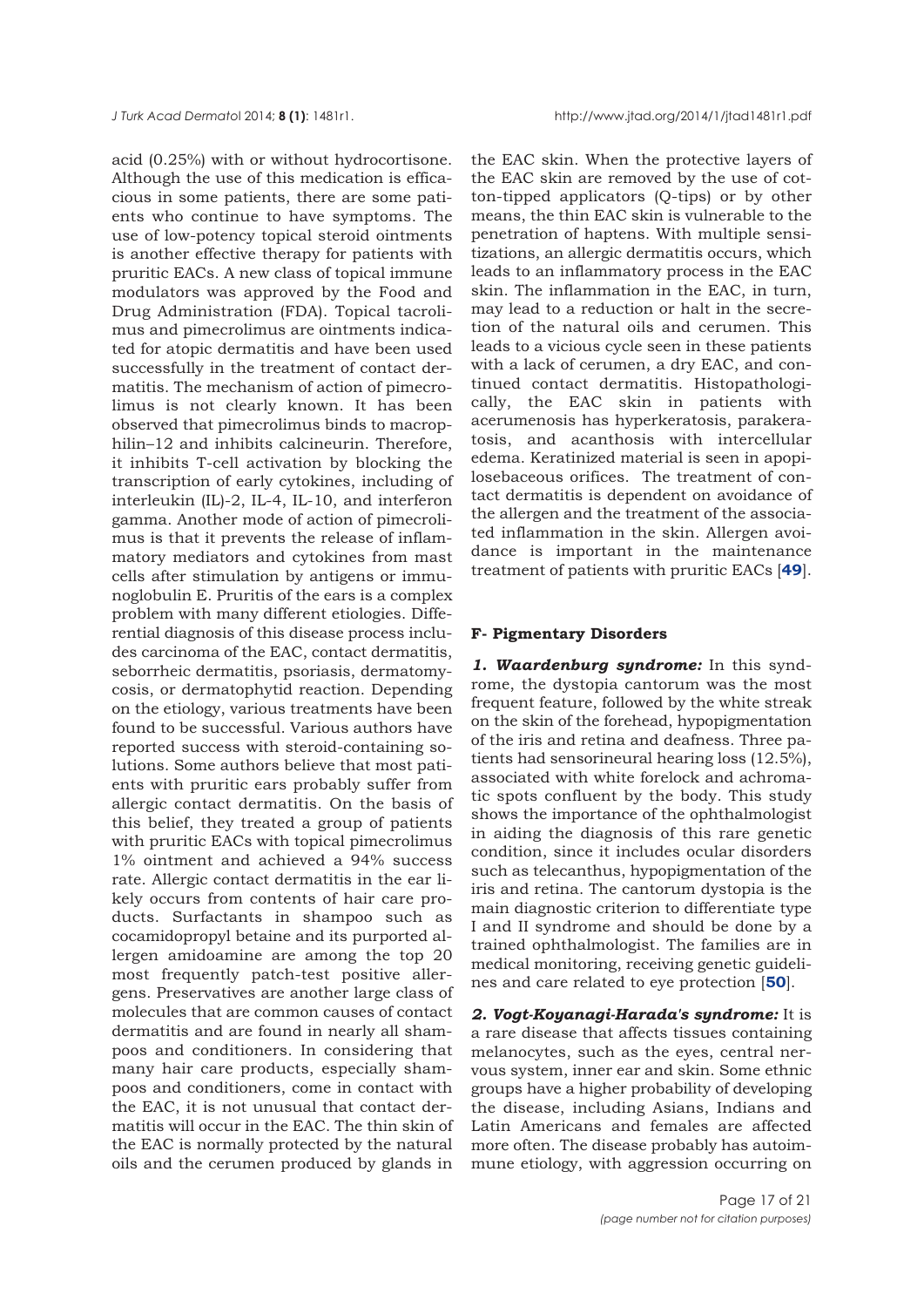acid (0.25%) with or without hydrocortisone. Although the use of this medication is efficacious in some patients, there are some patients who continue to have symptoms. The use of low-potency topical steroid ointments is another effective therapy for patients with pruritic EACs. A new class of topical immune modulators was approved by the Food and Drug Administration (FDA). Topical tacrolimus and pimecrolimus are ointments indicated for atopic dermatitis and have been used successfully in the treatment of contact dermatitis. The mechanism of action of pimecrolimus is not clearly known. It has been observed that pimecrolimus binds to macrophilin–12 and inhibits calcineurin. Therefore, it inhibits T-cell activation by blocking the transcription of early cytokines, including of interleukin (IL)-2, IL-4, IL-10, and interferon gamma. Another mode of action of pimecrolimus is that it prevents the release of inflammatory mediators and cytokines from mast cells after stimulation by antigens or immunoglobulin E. Pruritis of the ears is a complex problem with many different etiologies. Differential diagnosis of this disease process includes carcinoma of the EAC, contact dermatitis, seborrheic dermatitis, psoriasis, dermatomycosis, or dermatophytid reaction. Depending on the etiology, various treatments have been found to be successful. Various authors have reported success with steroid-containing solutions. Some authors believe that most patients with pruritic ears probably suffer from allergic contact dermatitis. On the basis of this belief, they treated a group of patients with pruritic EACs with topical pimecrolimus 1% ointment and achieved a 94% success rate. Allergic contact dermatitis in the ear likely occurs from contents of hair care products. Surfactants in shampoo such as cocamidopropyl betaine and its purported allergen amidoamine are among the top 20 most frequently patch-test positive allergens. Preservatives are another large class of molecules that are common causes of contact dermatitis and are found in nearly all shampoos and conditioners. In considering that many hair care products, especially shampoos and conditioners, come in contact with the EAC, it is not unusual that contact dermatitis will occur in the EAC. The thin skin of the EAC is normally protected by the natural oils and the cerumen produced by glands in the EAC skin. When the protective layers of the EAC skin are removed by the use of cotton-tipped applicators (Q-tips) or by other means, the thin EAC skin is vulnerable to the penetration of haptens. With multiple sensitizations, an allergic dermatitis occurs, which leads to an inflammatory process in the EAC skin. The inflammation in the EAC, in turn, may lead to a reduction or halt in the secretion of the natural oils and cerumen. This leads to a vicious cycle seen in these patients with a lack of cerumen, a dry EAC, and continued contact dermatitis. Histopathologically, the EAC skin in patients with acerumenosis has hyperkeratosis, parakeratosis, and acanthosis with intercellular edema. Keratinized material is seen in apopilosebaceous orifices. The treatment of contact dermatitis is dependent on avoidance of the allergen and the treatment of the associated inflammation in the skin. Allergen avoidance is important in the maintenance treatment of patients with pruritic EACs [**49**].

### F- Pigmentary Disorders

***1. Waardenburg syndrome:*** In this syndrome, the dystopia cantorum was the most frequent feature, followed by the white streak on the skin of the forehead, hypopigmentation of the iris and retina and deafness. Three patients had sensorineural hearing loss (12.5%), associated with white forelock and achromatic spots confluent by the body. This study shows the importance of the ophthalmologist in aiding the diagnosis of this rare genetic condition, since it includes ocular disorders such as telecanthus, hypopigmentation of the iris and retina. The cantorum dystopia is the main diagnostic criterion to differentiate type I and II syndrome and should be done by a trained ophthalmologist. The families are in medical monitoring, receiving genetic guidelines and care related to eye protection [**50**].

***2. Vogt-Koyanagi-Harada's syndrome:*** It is a rare disease that affects tissues containing melanocytes, such as the eyes, central nervous system, inner ear and skin. Some ethnic groups have a higher probability of developing the disease, including Asians, Indians and Latin Americans and females are affected more often. The disease probably has autoimmune etiology, with aggression occurring on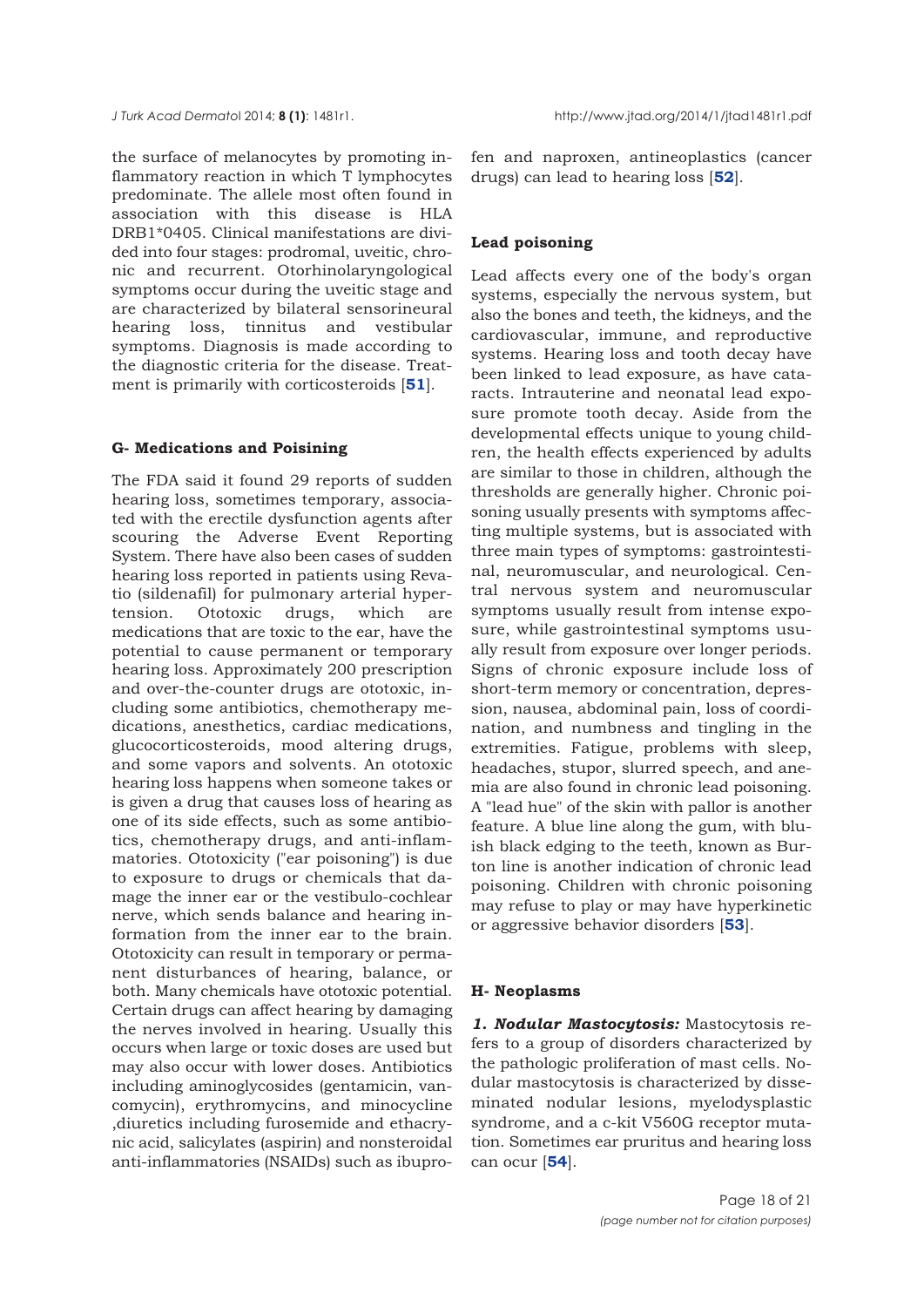the surface of melanocytes by promoting inflammatory reaction in which T lymphocytes predominate. The allele most often found in association with this disease is HLA DRB1*0405. Clinical manifestations are divided into four stages: prodromal, uveitic, chronic and recurrent. Otorhinolaryngological symptoms occur during the uveitic stage and are characterized by bilateral sensorineural hearing loss, tinnitus and vestibular symptoms. Diagnosis is made according to the diagnostic criteria for the disease. Treatment is primarily with corticosteroids [**51**].

### G- Medications and Poisining

The FDA said it found 29 reports of sudden hearing loss, sometimes temporary, associated with the erectile dysfunction agents after scouring the Adverse Event Reporting System. There have also been cases of sudden hearing loss reported in patients using Revatio (sildenafil) for pulmonary arterial hypertension. Ototoxic drugs, which are medications that are toxic to the ear, have the potential to cause permanent or temporary hearing loss. Approximately 200 prescription and over-the-counter drugs are ototoxic, including some antibiotics, chemotherapy medications, anesthetics, cardiac medications, glucocorticosteroids, mood altering drugs, and some vapors and solvents. An ototoxic hearing loss happens when someone takes or is given a drug that causes loss of hearing as one of its side effects, such as some antibiotics, chemotherapy drugs, and anti-inflammatories. Ototoxicity ("ear poisoning") is due to exposure to drugs or chemicals that damage the inner ear or the vestibulo-cochlear nerve, which sends balance and hearing information from the inner ear to the brain. Ototoxicity can result in temporary or permanent disturbances of hearing, balance, or both. Many chemicals have ototoxic potential. Certain drugs can affect hearing by damaging the nerves involved in hearing. Usually this occurs when large or toxic doses are used but may also occur with lower doses. Antibiotics including aminoglycosides (gentamicin, vancomycin), erythromycins, and minocycline ,diuretics including furosemide and ethacrynic acid, salicylates (aspirin) and nonsteroidal anti-inflammatories (NSAIDs) such as ibuprofen and naproxen, antineoplastics (cancer drugs) can lead to hearing loss [**52**].

### Lead poisoning

Lead affects every one of the body's organ systems, especially the nervous system, but also the bones and teeth, the kidneys, and the cardiovascular, immune, and reproductive systems. Hearing loss and tooth decay have been linked to lead exposure, as have cataracts. Intrauterine and neonatal lead exposure promote tooth decay. Aside from the developmental effects unique to young children, the health effects experienced by adults are similar to those in children, although the thresholds are generally higher. Chronic poisoning usually presents with symptoms affecting multiple systems, but is associated with three main types of symptoms: gastrointestinal, neuromuscular, and neurological. Central nervous system and neuromuscular symptoms usually result from intense exposure, while gastrointestinal symptoms usually result from exposure over longer periods. Signs of chronic exposure include loss of short-term memory or concentration, depression, nausea, abdominal pain, loss of coordination, and numbness and tingling in the extremities. Fatigue, problems with sleep, headaches, stupor, slurred speech, and anemia are also found in chronic lead poisoning. A "lead hue" of the skin with pallor is another feature. A blue line along the gum, with bluish black edging to the teeth, known as Burton line is another indication of chronic lead poisoning. Children with chronic poisoning may refuse to play or may have hyperkinetic or aggressive behavior disorders [**53**].

### H- Neoplasms

***1. Nodular Mastocytosis:*** Mastocytosis refers to a group of disorders characterized by the pathologic proliferation of mast cells. Nodular mastocytosis is characterized by disseminated nodular lesions, myelodysplastic syndrome, and a c-kit V560G receptor mutation. Sometimes ear pruritus and hearing loss can ocur [**54**].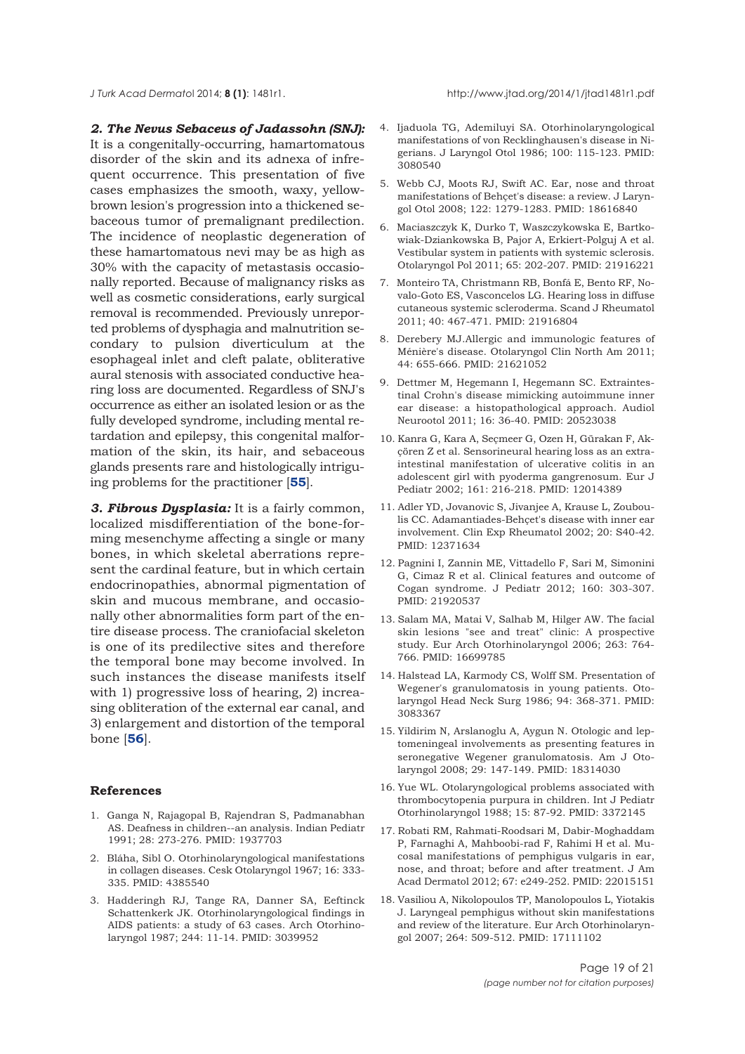***2. The Nevus Sebaceus of Jadassohn (SNJ):*** It is a congenitally-occurring, hamartomatous disorder of the skin and its adnexa of infrequent occurrence. This presentation of five cases emphasizes the smooth, waxy, yellow-brown lesion's progression into a thickened sebaceous tumor of premalignant predilection. The incidence of neoplastic degeneration of these hamartomatous nevi may be as high as 30% with the capacity of metastasis occasionally reported. Because of malignancy risks as well as cosmetic considerations, early surgical removal is recommended. Previously unreported problems of dysphagia and malnutrition secondary to pulsion diverticulum at the esophageal inlet and cleft palate, obliterative aural stenosis with associated conductive hearing loss are documented. Regardless of SNJ's occurrence as either an isolated lesion or as the fully developed syndrome, including mental retardation and epilepsy, this congenital malformation of the skin, its hair, and sebaceous glands presents rare and histologically intriguing problems for the practitioner [**55**].

***3. Fibrous Dysplasia:*** It is a fairly common, localized misdifferentiation of the bone-forming mesenchyme affecting a single or many bones, in which skeletal aberrations represent the cardinal feature, but in which certain endocrinopathies, abnormal pigmentation of skin and mucous membrane, and occasionally other abnormalities form part of the entire disease process. The craniofacial skeleton is one of its predilective sites and therefore the temporal bone may become involved. In such instances the disease manifests itself with 1) progressive loss of hearing, 2) increasing obliteration of the external ear canal, and 3) enlargement and distortion of the temporal bone [**56**].

## References

1. Ganga N, Rajagopal B, Rajendran S, Padmanabhan AS. Deafness in children--an analysis. Indian Pediatr 1991; 28: 273-276. PMID: 1937703
2. Bláha, Sibl O. Otorhinolaryngological manifestations in collagen diseases. Cesk Otolaryngol 1967; 16: 333-335. PMID: 4385540
3. Hadderingh RJ, Tange RA, Danner SA, Eeftinck Schattenkerk JK. Otorhinolaryngological findings in AIDS patients: a study of 63 cases. Arch Otorhinolaryngol 1987; 244: 11-14. PMID: 3039952
4. Ijaduola TG, Ademiluyi SA. Otorhinolaryngological manifestations of von Recklinghausen's disease in Nigerians. J Laryngol Otol 1986; 100: 115-123. PMID: 3080540
5. Webb CJ, Moots RJ, Swift AC. Ear, nose and throat manifestations of Behçet's disease: a review. J Laryngol Otol 2008; 122: 1279-1283. PMID: 18616840
6. Maciaszczyk K, Durko T, Waszczykowska E, Bartkowiak-Dziankowska B, Pajor A, Erkiert-Polguj A et al. Vestibular system in patients with systemic sclerosis. Otolaryngol Pol 2011; 65: 202-207. PMID: 21916221
7. Monteiro TA, Christmann RB, Bonfá E, Bento RF, Novalo-Goto ES, Vasconcelos LG. Hearing loss in diffuse cutaneous systemic scleroderma. Scand J Rheumatol 2011; 40: 467-471. PMID: 21916804
8. Derebery MJ.Allergic and immunologic features of Ménière's disease. Otolaryngol Clin North Am 2011; 44: 655-666. PMID: 21621052
9. Dettmer M, Hegemann I, Hegemann SC. Extraintestinal Crohn's disease mimicking autoimmune inner ear disease: a histopathological approach. Audiol Neurootol 2011; 16: 36-40. PMID: 20523038
10. Kanra G, Kara A, Seçmeer G, Ozen H, Gürakan F, Akçören Z et al. Sensorineural hearing loss as an extra-intestinal manifestation of ulcerative colitis in an adolescent girl with pyoderma gangrenosum. Eur J Pediatr 2002; 161: 216-218. PMID: 12014389
11. Adler YD, Jovanovic S, Jivanjee A, Krause L, Zouboulis CC. Adamantiades-Behçet's disease with inner ear involvement. Clin Exp Rheumatol 2002; 20: S40-42. PMID: 12371634
12. Pagnini I, Zannin ME, Vittadello F, Sari M, Simonini G, Cimaz R et al. Clinical features and outcome of Cogan syndrome. J Pediatr 2012; 160: 303-307. PMID: 21920537
13. Salam MA, Matai V, Salhab M, Hilger AW. The facial skin lesions "see and treat" clinic: A prospective study. Eur Arch Otorhinolaryngol 2006; 263: 764-766. PMID: 16699785
14. Halstead LA, Karmody CS, Wolff SM. Presentation of Wegener's granulomatosis in young patients. Otolaryngol Head Neck Surg 1986; 94: 368-371. PMID: 3083367
15. Yildirim N, Arslanoglu A, Aygun N. Otologic and leptomeningeal involvements as presenting features in seronegative Wegener granulomatosis. Am J Otolaryngol 2008; 29: 147-149. PMID: 18314030
16. Yue WL. Otolaryngological problems associated with thrombocytopenia purpura in children. Int J Pediatr Otorhinolaryngol 1988; 15: 87-92. PMID: 3372145
17. Robati RM, Rahmati-Roodsari M, Dabir-Moghaddam P, Farnaghi A, Mahboobi-rad F, Rahimi H et al. Mucosal manifestations of pemphigus vulgaris in ear, nose, and throat; before and after treatment. J Am Acad Dermatol 2012; 67: e249-252. PMID: 22015151
18. Vasiliou A, Nikolopoulos TP, Manolopoulos L, Yiotakis J. Laryngeal pemphigus without skin manifestations and review of the literature. Eur Arch Otorhinolaryngol 2007; 264: 509-512. PMID: 17111102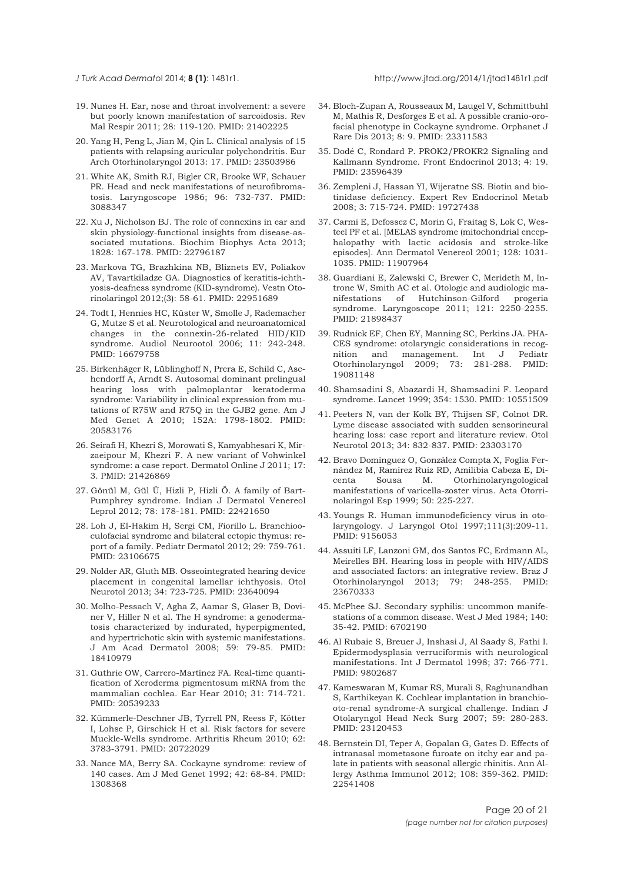19. Nunes H. Ear, nose and throat involvement: a severe but poorly known manifestation of sarcoidosis. Rev Mal Respir 2011; 28: 119-120. PMID: 21402225

20. Yang H, Peng L, Jian M, Qin L. Clinical analysis of 15 patients with relapsing auricular polychondritis. Eur Arch Otorhinolaryngol 2013: 17. PMID: 23503986

21. White AK, Smith RJ, Bigler CR, Brooke WF, Schauer PR. Head and neck manifestations of neurofibromatosis. Laryngoscope 1986; 96: 732-737. PMID: 3088347

22. Xu J, Nicholson BJ. The role of connexins in ear and skin physiology-functional insights from disease-associated mutations. Biochim Biophys Acta 2013; 1828: 167-178. PMID: 22796187

23. Markova TG, Brazhkina NB, Bliznets EV, Poliakov AV, Tavartkiladze GA. Diagnostics of keratitis-ichthyosis-deafness syndrome (KID-syndrome). Vestn Otorinolaringol 2012;(3): 58-61. PMID: 22951689

24. Todt I, Hennies HC, Küster W, Smolle J, Rademacher G, Mutze S et al. Neurotological and neuroanatomical changes in the connexin-26-related HID/KID syndrome. Audiol Neurootol 2006; 11: 242-248. PMID: 16679758

25. Birkenhäger R, Lüblinghoff N, Prera E, Schild C, Aschendorff A, Arndt S. Autosomal dominant prelingual hearing loss with palmoplantar keratoderma syndrome: Variability in clinical expression from mutations of R75W and R75Q in the GJB2 gene. Am J Med Genet A 2010; 152A: 1798-1802. PMID: 20583176

26. Seirafi H, Khezri S, Morowati S, Kamyabhesari K, Mirzaeipour M, Khezri F. A new variant of Vohwinkel syndrome: a case report. Dermatol Online J 2011; 17: 3. PMID: 21426869

27. Gönül M, Gül Ü, Hizli P, Hizli Ö. A family of Bart-Pumphrey syndrome. Indian J Dermatol Venereol Leprol 2012; 78: 178-181. PMID: 22421650

28. Loh J, El-Hakim H, Sergi CM, Fiorillo L. Branchiooculofacial syndrome and bilateral ectopic thymus: report of a family. Pediatr Dermatol 2012; 29: 759-761. PMID: 23106675

29. Nolder AR, Gluth MB. Osseointegrated hearing device placement in congenital lamellar ichthyosis. Otol Neurotol 2013; 34: 723-725. PMID: 23640094

30. Molho-Pessach V, Agha Z, Aamar S, Glaser B, Doviner V, Hiller N et al. The H syndrome: a genodermatosis characterized by indurated, hyperpigmented, and hypertrichotic skin with systemic manifestations. J Am Acad Dermatol 2008; 59: 79-85. PMID: 18410979

31. Guthrie OW, Carrero-Martínez FA. Real-time quantification of Xeroderma pigmentosum mRNA from the mammalian cochlea. Ear Hear 2010; 31: 714-721. PMID: 20539233

32. Kümmerle-Deschner JB, Tyrrell PN, Reess F, Kötter I, Lohse P, Girschick H et al. Risk factors for severe Muckle-Wells syndrome. Arthritis Rheum 2010; 62: 3783-3791. PMID: 20722029

33. Nance MA, Berry SA. Cockayne syndrome: review of 140 cases. Am J Med Genet 1992; 42: 68-84. PMID: 1308368

34. Bloch-Zupan A, Rousseaux M, Laugel V, Schmittbuhl M, Mathis R, Desforges E et al. A possible cranio-orofacial phenotype in Cockayne syndrome. Orphanet J Rare Dis 2013; 8: 9. PMID: 23311583

35. Dodé C, Rondard P. PROK2/PROKR2 Signaling and Kallmann Syndrome. Front Endocrinol 2013; 4: 19. PMID: 23596439

36. Zempleni J, Hassan YI, Wijeratne SS. Biotin and biotinidase deficiency. Expert Rev Endocrinol Metab 2008; 3: 715-724. PMID: 19727438

37. Carmi E, Defossez C, Morin G, Fraitag S, Lok C, Westeel PF et al. [MELAS syndrome (mitochondrial encephalopathy with lactic acidosis and stroke-like episodes]. Ann Dermatol Venereol 2001; 128: 1031-1035. PMID: 11907964

38. Guardiani E, Zalewski C, Brewer C, Merideth M, Introne W, Smith AC et al. Otologic and audiologic manifestations of Hutchinson-Gilford progeria syndrome. Laryngoscope 2011; 121: 2250-2255. PMID: 21898437

39. Rudnick EF, Chen EY, Manning SC, Perkins JA. PHACES syndrome: otolaryngic considerations in recognition and management. Int J Pediatr Otorhinolaryngol 2009; 73: 281-288. PMID: 19081148

40. Shamsadini S, Abazardi H, Shamsadini F. Leopard syndrome. Lancet 1999; 354: 1530. PMID: 10551509

41. Peeters N, van der Kolk BY, Thijsen SF, Colnot DR. Lyme disease associated with sudden sensorineural hearing loss: case report and literature review. Otol Neurotol 2013; 34: 832-837. PMID: 23303170

42. Bravo Domínguez O, González Compta X, Foglia Fernández M, Ramírez Ruiz RD, Amilibia Cabeza E, Dicenta Sousa M. Otorhinolaryngological manifestations of varicella-zoster virus. Acta Otorrinolaringol Esp 1999; 50: 225-227.

43. Youngs R. Human immunodeficiency virus in otolaryngology. J Laryngol Otol 1997;111(3):209-11. PMID: 9156053

44. Assuiti LF, Lanzoni GM, dos Santos FC, Erdmann AL, Meirelles BH. Hearing loss in people with HIV/AIDS and associated factors: an integrative review. Braz J Otorhinolaryngol 2013; 79: 248-255. PMID: 23670333

45. McPhee SJ. Secondary syphilis: uncommon manifestations of a common disease. West J Med 1984; 140: 35-42. PMID: 6702190

46. Al Rubaie S, Breuer J, Inshasi J, Al Saady S, Fathi I. Epidermodysplasia verruciformis with neurological manifestations. Int J Dermatol 1998; 37: 766-771. PMID: 9802687

47. Kameswaran M, Kumar RS, Murali S, Raghunandhan S, Karthikeyan K. Cochlear implantation in branchio-oto-renal syndrome-A surgical challenge. Indian J Otolaryngol Head Neck Surg 2007; 59: 280-283. PMID: 23120453

48. Bernstein DI, Teper A, Gopalan G, Gates D. Effects of intranasal mometasone furoate on itchy ear and palate in patients with seasonal allergic rhinitis. Ann Allergy Asthma Immunol 2012; 108: 359-362. PMID: 22541408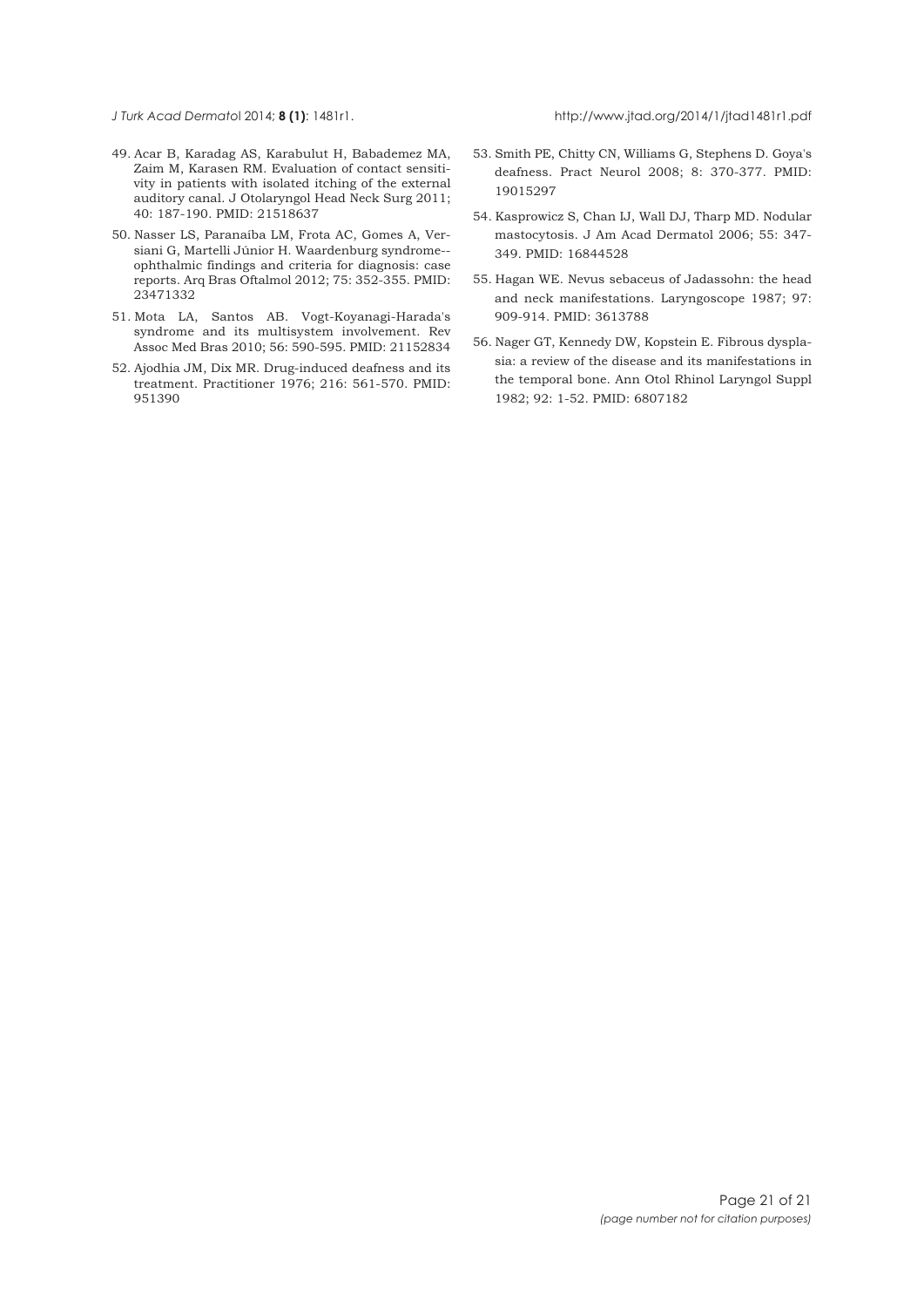49. Acar B, Karadag AS, Karabulut H, Babademez MA, Zaim M, Karasen RM. Evaluation of contact sensitivity in patients with isolated itching of the external auditory canal. J Otolaryngol Head Neck Surg 2011; 40: 187-190. PMID: 21518637

50. Nasser LS, Paranaíba LM, Frota AC, Gomes A, Versiani G, Martelli Júnior H. Waardenburg syndrome--ophthalmic findings and criteria for diagnosis: case reports. Arq Bras Oftalmol 2012; 75: 352-355. PMID: 23471332

51. Mota LA, Santos AB. Vogt-Koyanagi-Harada's syndrome and its multisystem involvement. Rev Assoc Med Bras 2010; 56: 590-595. PMID: 21152834

52. Ajodhia JM, Dix MR. Drug-induced deafness and its treatment. Practitioner 1976; 216: 561-570. PMID: 951390

53. Smith PE, Chitty CN, Williams G, Stephens D. Goya's deafness. Pract Neurol 2008; 8: 370-377. PMID: 19015297

54. Kasprowicz S, Chan IJ, Wall DJ, Tharp MD. Nodular mastocytosis. J Am Acad Dermatol 2006; 55: 347-349. PMID: 16844528

55. Hagan WE. Nevus sebaceus of Jadassohn: the head and neck manifestations. Laryngoscope 1987; 97: 909-914. PMID: 3613788

56. Nager GT, Kennedy DW, Kopstein E. Fibrous dysplasia: a review of the disease and its manifestations in the temporal bone. Ann Otol Rhinol Laryngol Suppl 1982; 92: 1-52. PMID: 6807182